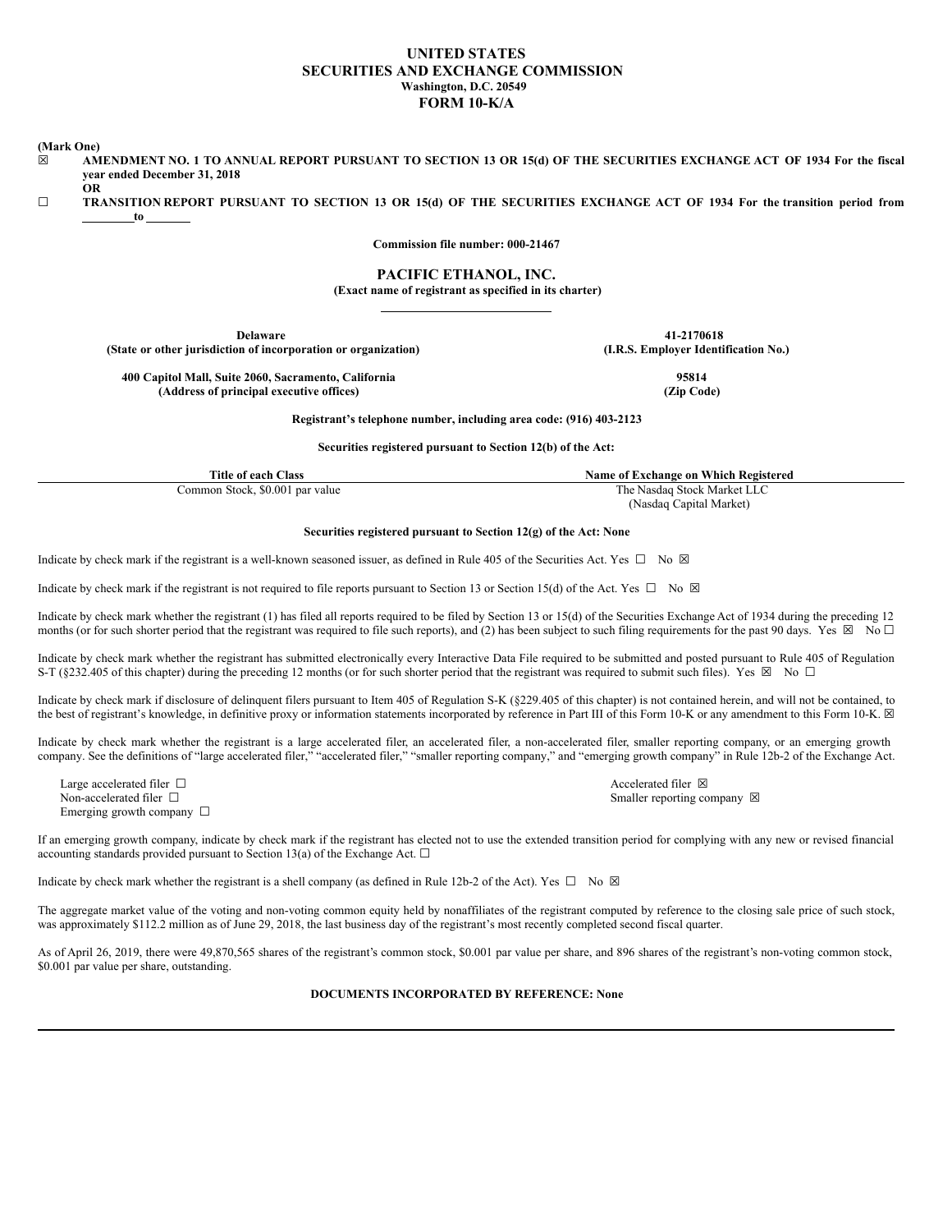# UNITED STATES
# SECURITIES AND EXCHANGE COMMISSION

**Washington, D.C. 20549**

## FORM 10-K/A

**(Mark One)**

☒ **AMENDMENT NO. 1 TO ANNUAL REPORT PURSUANT TO SECTION 13 OR 15(d) OF THE SECURITIES EXCHANGE ACT OF 1934 For the fiscal year ended December 31, 2018**

**OR**

☐ **TRANSITION REPORT PURSUANT TO SECTION 13 OR 15(d) OF THE SECURITIES EXCHANGE ACT OF 1934 For the transition period from \_\_\_\_\_\_\_\_ to \_\_\_\_\_\_\_**

**Commission file number: 000-21467**

## PACIFIC ETHANOL, INC.

**(Exact name of registrant as specified in its charter)**

| | |
|---|---|
| **Delaware** | **41-2170618** |
| **(State or other jurisdiction of incorporation or organization)** | **(I.R.S. Employer Identification No.)** |
| **400 Capitol Mall, Suite 2060, Sacramento, California** | **95814** |
| **(Address of principal executive offices)** | **(Zip Code)** |

**Registrant's telephone number, including area code: (916) 403-2123**

**Securities registered pursuant to Section 12(b) of the Act:**

| Title of each Class | Name of Exchange on Which Registered |
|---|---|
| Common Stock, $0.001 par value | The Nasdaq Stock Market LLC (Nasdaq Capital Market) |

**Securities registered pursuant to Section 12(g) of the Act: None**

Indicate by check mark if the registrant is a well-known seasoned issuer, as defined in Rule 405 of the Securities Act. Yes ☐ No ☒

Indicate by check mark if the registrant is not required to file reports pursuant to Section 13 or Section 15(d) of the Act. Yes ☐ No ☒

Indicate by check mark whether the registrant (1) has filed all reports required to be filed by Section 13 or 15(d) of the Securities Exchange Act of 1934 during the preceding 12 months (or for such shorter period that the registrant was required to file such reports), and (2) has been subject to such filing requirements for the past 90 days. Yes ☒ No ☐

Indicate by check mark whether the registrant has submitted electronically every Interactive Data File required to be submitted and posted pursuant to Rule 405 of Regulation S-T (§232.405 of this chapter) during the preceding 12 months (or for such shorter period that the registrant was required to submit such files). Yes ☒ No ☐

Indicate by check mark if disclosure of delinquent filers pursuant to Item 405 of Regulation S-K (§229.405 of this chapter) is not contained herein, and will not be contained, to the best of registrant's knowledge, in definitive proxy or information statements incorporated by reference in Part III of this Form 10-K or any amendment to this Form 10-K. ☒

Indicate by check mark whether the registrant is a large accelerated filer, an accelerated filer, a non-accelerated filer, smaller reporting company, or an emerging growth company. See the definitions of "large accelerated filer," "accelerated filer," "smaller reporting company," and "emerging growth company" in Rule 12b-2 of the Exchange Act.

| | |
|---|---|
| Large accelerated filer ☐ | Accelerated filer ☒ |
| Non-accelerated filer ☐ | Smaller reporting company ☒ |
| Emerging growth company ☐ | |

If an emerging growth company, indicate by check mark if the registrant has elected not to use the extended transition period for complying with any new or revised financial accounting standards provided pursuant to Section 13(a) of the Exchange Act. ☐

Indicate by check mark whether the registrant is a shell company (as defined in Rule 12b-2 of the Act). Yes ☐ No ☒

The aggregate market value of the voting and non-voting common equity held by nonaffiliates of the registrant computed by reference to the closing sale price of such stock, was approximately $112.2 million as of June 29, 2018, the last business day of the registrant's most recently completed second fiscal quarter.

As of April 26, 2019, there were 49,870,565 shares of the registrant's common stock, $0.001 par value per share, and 896 shares of the registrant's non-voting common stock, $0.001 par value per share, outstanding.

**DOCUMENTS INCORPORATED BY REFERENCE: None**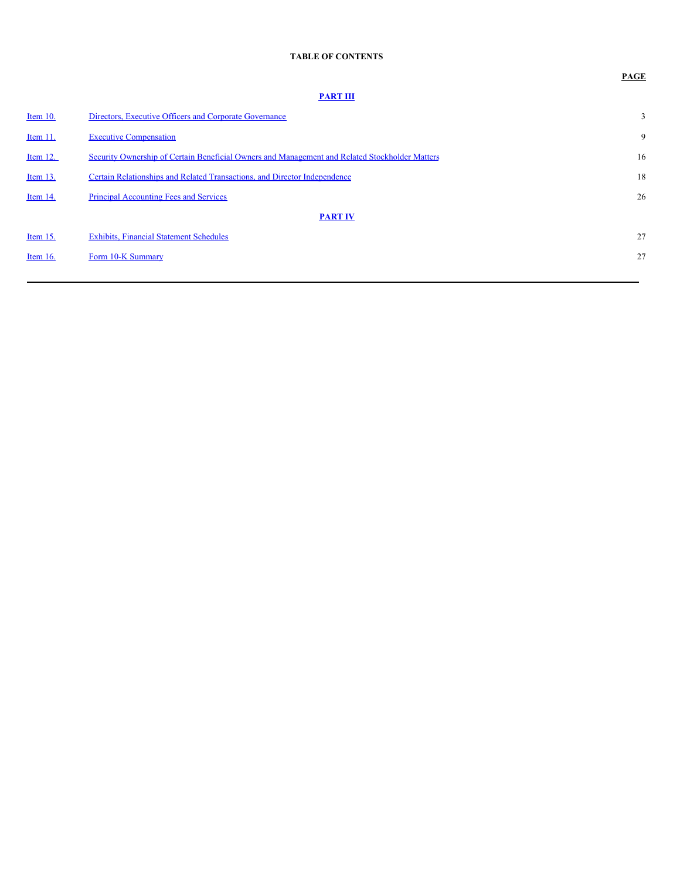# TABLE OF CONTENTS

| | | PAGE |
|---|---|---|
| | **PART III** | |
| Item 10. | Directors, Executive Officers and Corporate Governance | 3 |
| Item 11. | Executive Compensation | 9 |
| Item 12. | Security Ownership of Certain Beneficial Owners and Management and Related Stockholder Matters | 16 |
| Item 13. | Certain Relationships and Related Transactions, and Director Independence | 18 |
| Item 14. | Principal Accounting Fees and Services | 26 |
| | **PART IV** | |
| Item 15. | Exhibits, Financial Statement Schedules | 27 |
| Item 16. | Form 10-K Summary | 27 |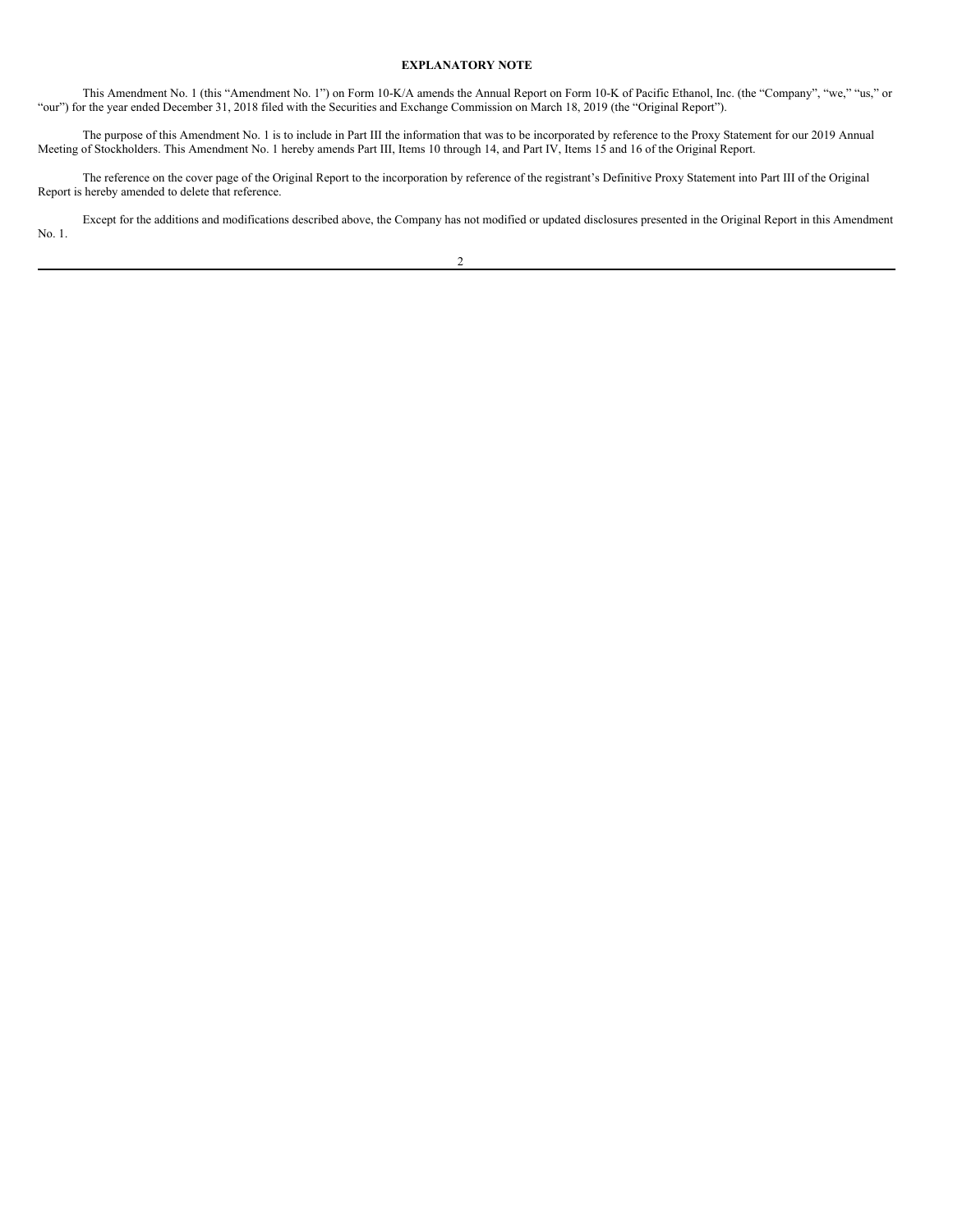**EXPLANATORY NOTE**

This Amendment No. 1 (this "Amendment No. 1") on Form 10-K/A amends the Annual Report on Form 10-K of Pacific Ethanol, Inc. (the "Company", "we," "us," or "our") for the year ended December 31, 2018 filed with the Securities and Exchange Commission on March 18, 2019 (the "Original Report").

The purpose of this Amendment No. 1 is to include in Part III the information that was to be incorporated by reference to the Proxy Statement for our 2019 Annual Meeting of Stockholders. This Amendment No. 1 hereby amends Part III, Items 10 through 14, and Part IV, Items 15 and 16 of the Original Report.

The reference on the cover page of the Original Report to the incorporation by reference of the registrant's Definitive Proxy Statement into Part III of the Original Report is hereby amended to delete that reference.

Except for the additions and modifications described above, the Company has not modified or updated disclosures presented in the Original Report in this Amendment No. 1.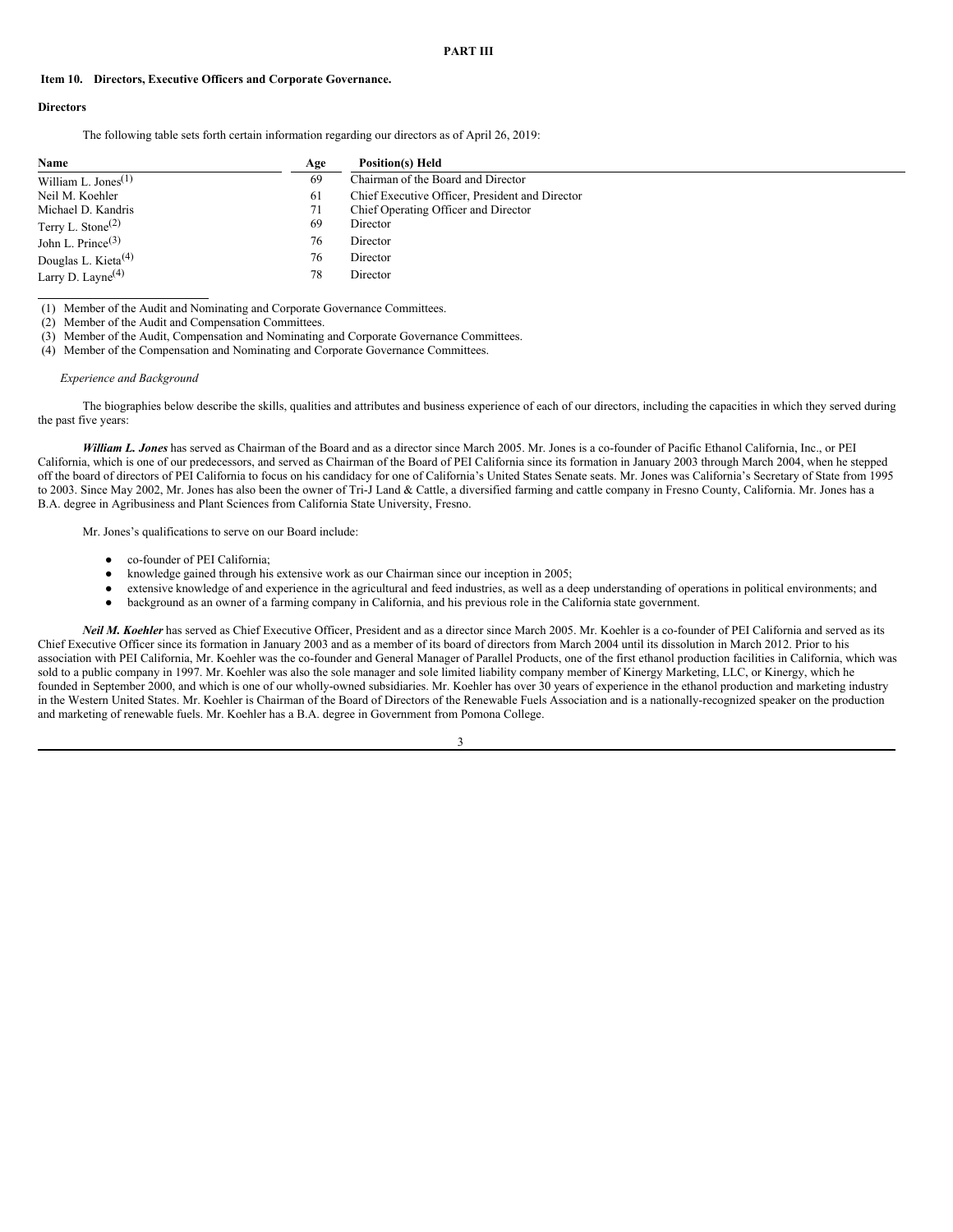# PART III

## Item 10. Directors, Executive Officers and Corporate Governance.

### Directors

The following table sets forth certain information regarding our directors as of April 26, 2019:

| Name | Age | Position(s) Held |
|---|---|---|
| William L. Jones[(1)] | 69 | Chairman of the Board and Director |
| Neil M. Koehler | 61 | Chief Executive Officer, President and Director |
| Michael D. Kandris | 71 | Chief Operating Officer and Director |
| Terry L. Stone[(2)] | 69 | Director |
| John L. Prince[(3)] | 76 | Director |
| Douglas L. Kieta[(4)] | 76 | Director |
| Larry D. Layne[(4)] | 78 | Director |

(1) Member of the Audit and Nominating and Corporate Governance Committees.

(2) Member of the Audit and Compensation Committees.

(3) Member of the Audit, Compensation and Nominating and Corporate Governance Committees.

(4) Member of the Compensation and Nominating and Corporate Governance Committees.

*Experience and Background*

The biographies below describe the skills, qualities and attributes and business experience of each of our directors, including the capacities in which they served during the past five years:

***William L. Jones*** has served as Chairman of the Board and as a director since March 2005. Mr. Jones is a co-founder of Pacific Ethanol California, Inc., or PEI California, which is one of our predecessors, and served as Chairman of the Board of PEI California since its formation in January 2003 through March 2004, when he stepped off the board of directors of PEI California to focus on his candidacy for one of California's United States Senate seats. Mr. Jones was California's Secretary of State from 1995 to 2003. Since May 2002, Mr. Jones has also been the owner of Tri-J Land & Cattle, a diversified farming and cattle company in Fresno County, California. Mr. Jones has a B.A. degree in Agribusiness and Plant Sciences from California State University, Fresno.

Mr. Jones's qualifications to serve on our Board include:

- co-founder of PEI California;
- knowledge gained through his extensive work as our Chairman since our inception in 2005;
- extensive knowledge of and experience in the agricultural and feed industries, as well as a deep understanding of operations in political environments; and
- background as an owner of a farming company in California, and his previous role in the California state government.

***Neil M. Koehler*** has served as Chief Executive Officer, President and as a director since March 2005. Mr. Koehler is a co-founder of PEI California and served as its Chief Executive Officer since its formation in January 2003 and as a member of its board of directors from March 2004 until its dissolution in March 2012. Prior to his association with PEI California, Mr. Koehler was the co-founder and General Manager of Parallel Products, one of the first ethanol production facilities in California, which was sold to a public company in 1997. Mr. Koehler was also the sole manager and sole limited liability company member of Kinergy Marketing, LLC, or Kinergy, which he founded in September 2000, and which is one of our wholly-owned subsidiaries. Mr. Koehler has over 30 years of experience in the ethanol production and marketing industry in the Western United States. Mr. Koehler is Chairman of the Board of Directors of the Renewable Fuels Association and is a nationally-recognized speaker on the production and marketing of renewable fuels. Mr. Koehler has a B.A. degree in Government from Pomona College.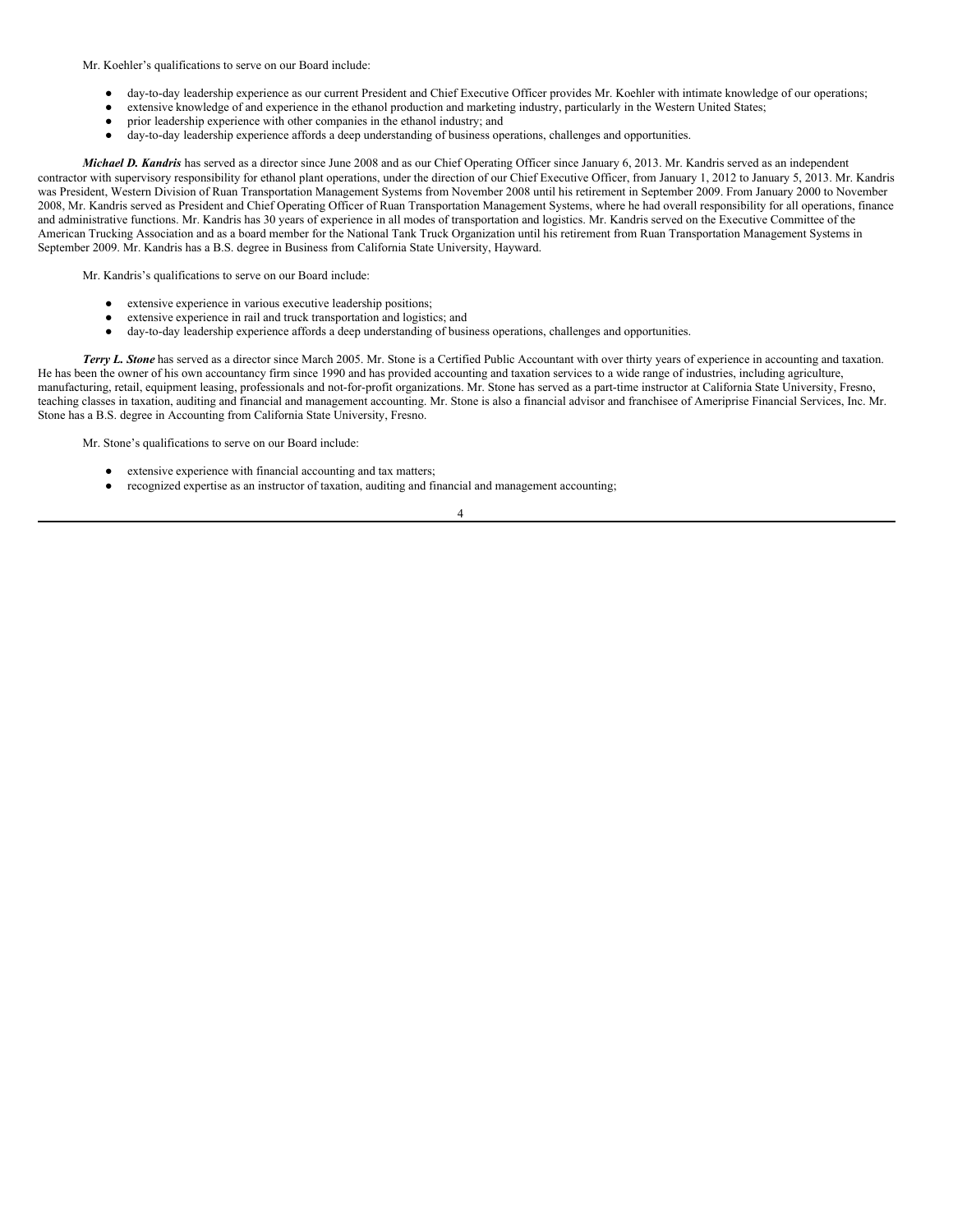Mr. Koehler's qualifications to serve on our Board include:

- day-to-day leadership experience as our current President and Chief Executive Officer provides Mr. Koehler with intimate knowledge of our operations;
- extensive knowledge of and experience in the ethanol production and marketing industry, particularly in the Western United States;
- prior leadership experience with other companies in the ethanol industry; and
- day-to-day leadership experience affords a deep understanding of business operations, challenges and opportunities.

***Michael D. Kandris*** has served as a director since June 2008 and as our Chief Operating Officer since January 6, 2013. Mr. Kandris served as an independent contractor with supervisory responsibility for ethanol plant operations, under the direction of our Chief Executive Officer, from January 1, 2012 to January 5, 2013. Mr. Kandris was President, Western Division of Ruan Transportation Management Systems from November 2008 until his retirement in September 2009. From January 2000 to November 2008, Mr. Kandris served as President and Chief Operating Officer of Ruan Transportation Management Systems, where he had overall responsibility for all operations, finance and administrative functions. Mr. Kandris has 30 years of experience in all modes of transportation and logistics. Mr. Kandris served on the Executive Committee of the American Trucking Association and as a board member for the National Tank Truck Organization until his retirement from Ruan Transportation Management Systems in September 2009. Mr. Kandris has a B.S. degree in Business from California State University, Hayward.

Mr. Kandris's qualifications to serve on our Board include:

- extensive experience in various executive leadership positions;
- extensive experience in rail and truck transportation and logistics; and
- day-to-day leadership experience affords a deep understanding of business operations, challenges and opportunities.

***Terry L. Stone*** has served as a director since March 2005. Mr. Stone is a Certified Public Accountant with over thirty years of experience in accounting and taxation. He has been the owner of his own accountancy firm since 1990 and has provided accounting and taxation services to a wide range of industries, including agriculture, manufacturing, retail, equipment leasing, professionals and not-for-profit organizations. Mr. Stone has served as a part-time instructor at California State University, Fresno, teaching classes in taxation, auditing and financial and management accounting. Mr. Stone is also a financial advisor and franchisee of Ameriprise Financial Services, Inc. Mr. Stone has a B.S. degree in Accounting from California State University, Fresno.

Mr. Stone's qualifications to serve on our Board include:

- extensive experience with financial accounting and tax matters;
- recognized expertise as an instructor of taxation, auditing and financial and management accounting;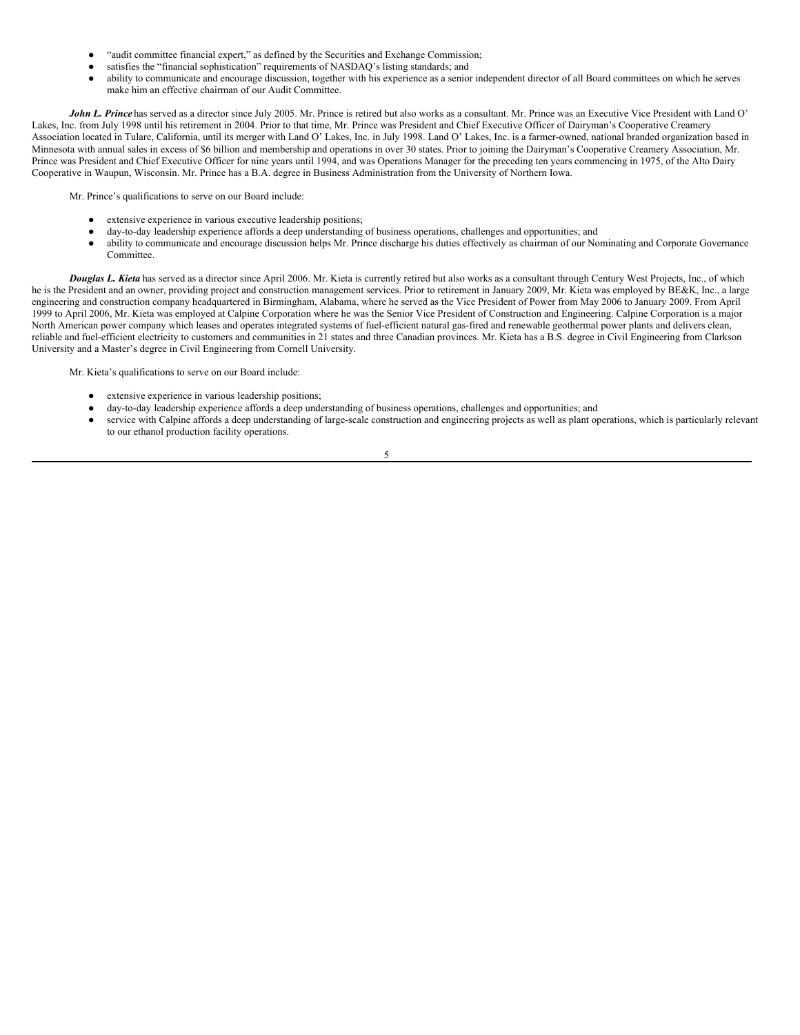- "audit committee financial expert," as defined by the Securities and Exchange Commission;
- satisfies the "financial sophistication" requirements of NASDAQ's listing standards; and
- ability to communicate and encourage discussion, together with his experience as a senior independent director of all Board committees on which he serves make him an effective chairman of our Audit Committee.

***John L. Prince*** has served as a director since July 2005. Mr. Prince is retired but also works as a consultant. Mr. Prince was an Executive Vice President with Land O' Lakes, Inc. from July 1998 until his retirement in 2004. Prior to that time, Mr. Prince was President and Chief Executive Officer of Dairyman's Cooperative Creamery Association located in Tulare, California, until its merger with Land O' Lakes, Inc. in July 1998. Land O' Lakes, Inc. is a farmer-owned, national branded organization based in Minnesota with annual sales in excess of $6 billion and membership and operations in over 30 states. Prior to joining the Dairyman's Cooperative Creamery Association, Mr. Prince was President and Chief Executive Officer for nine years until 1994, and was Operations Manager for the preceding ten years commencing in 1975, of the Alto Dairy Cooperative in Waupun, Wisconsin. Mr. Prince has a B.A. degree in Business Administration from the University of Northern Iowa.

Mr. Prince's qualifications to serve on our Board include:

- extensive experience in various executive leadership positions;
- day-to-day leadership experience affords a deep understanding of business operations, challenges and opportunities; and
- ability to communicate and encourage discussion helps Mr. Prince discharge his duties effectively as chairman of our Nominating and Corporate Governance Committee.

***Douglas L. Kieta*** has served as a director since April 2006. Mr. Kieta is currently retired but also works as a consultant through Century West Projects, Inc., of which he is the President and an owner, providing project and construction management services. Prior to retirement in January 2009, Mr. Kieta was employed by BE&K, Inc., a large engineering and construction company headquartered in Birmingham, Alabama, where he served as the Vice President of Power from May 2006 to January 2009. From April 1999 to April 2006, Mr. Kieta was employed at Calpine Corporation where he was the Senior Vice President of Construction and Engineering. Calpine Corporation is a major North American power company which leases and operates integrated systems of fuel-efficient natural gas-fired and renewable geothermal power plants and delivers clean, reliable and fuel-efficient electricity to customers and communities in 21 states and three Canadian provinces. Mr. Kieta has a B.S. degree in Civil Engineering from Clarkson University and a Master's degree in Civil Engineering from Cornell University.

Mr. Kieta's qualifications to serve on our Board include:

- extensive experience in various leadership positions;
- day-to-day leadership experience affords a deep understanding of business operations, challenges and opportunities; and
- service with Calpine affords a deep understanding of large-scale construction and engineering projects as well as plant operations, which is particularly relevant to our ethanol production facility operations.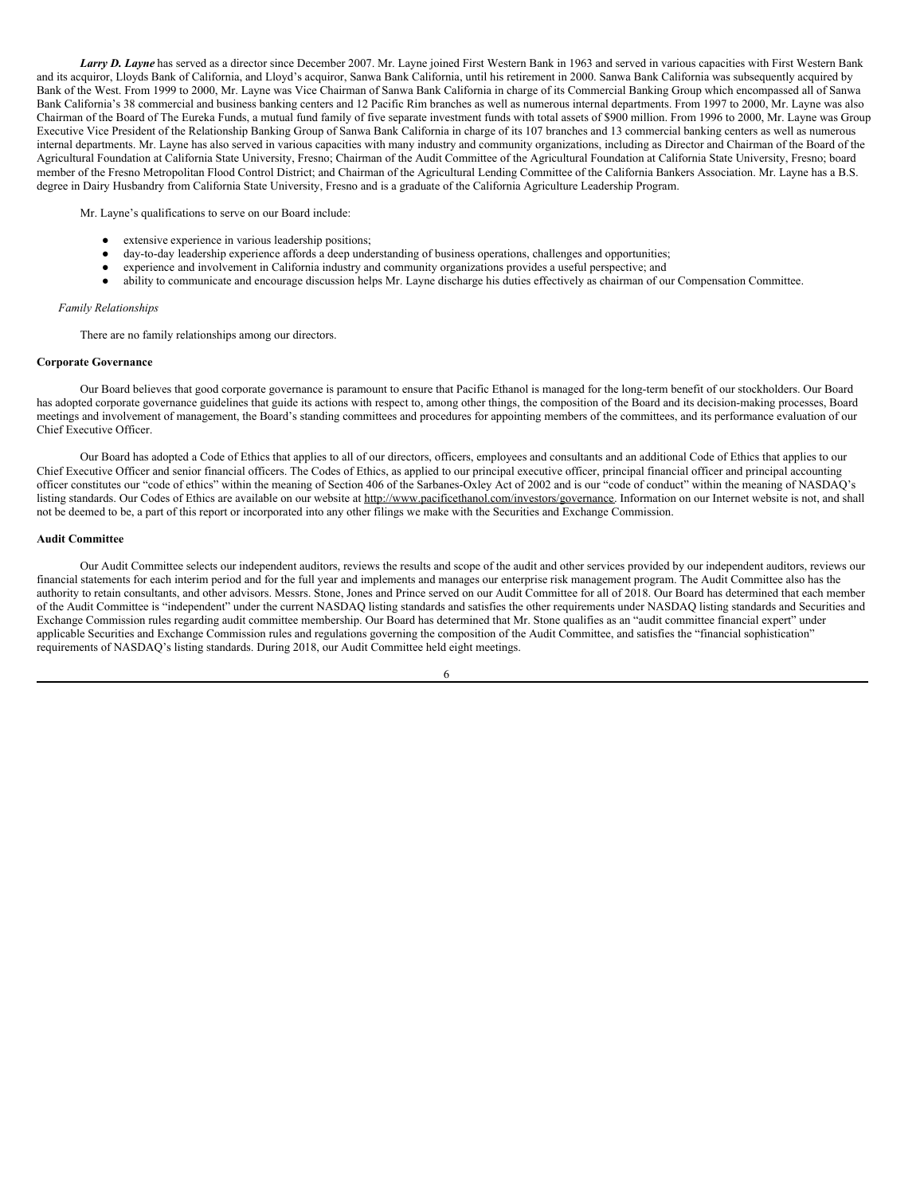***Larry D. Layne*** has served as a director since December 2007. Mr. Layne joined First Western Bank in 1963 and served in various capacities with First Western Bank and its acquiror, Lloyds Bank of California, and Lloyd's acquiror, Sanwa Bank California, until his retirement in 2000. Sanwa Bank California was subsequently acquired by Bank of the West. From 1999 to 2000, Mr. Layne was Vice Chairman of Sanwa Bank California in charge of its Commercial Banking Group which encompassed all of Sanwa Bank California's 38 commercial and business banking centers and 12 Pacific Rim branches as well as numerous internal departments. From 1997 to 2000, Mr. Layne was also Chairman of the Board of The Eureka Funds, a mutual fund family of five separate investment funds with total assets of $900 million. From 1996 to 2000, Mr. Layne was Group Executive Vice President of the Relationship Banking Group of Sanwa Bank California in charge of its 107 branches and 13 commercial banking centers as well as numerous internal departments. Mr. Layne has also served in various capacities with many industry and community organizations, including as Director and Chairman of the Board of the Agricultural Foundation at California State University, Fresno; Chairman of the Audit Committee of the Agricultural Foundation at California State University, Fresno; board member of the Fresno Metropolitan Flood Control District; and Chairman of the Agricultural Lending Committee of the California Bankers Association. Mr. Layne has a B.S. degree in Dairy Husbandry from California State University, Fresno and is a graduate of the California Agriculture Leadership Program.

Mr. Layne's qualifications to serve on our Board include:

- extensive experience in various leadership positions;
- day-to-day leadership experience affords a deep understanding of business operations, challenges and opportunities;
- experience and involvement in California industry and community organizations provides a useful perspective; and
- ability to communicate and encourage discussion helps Mr. Layne discharge his duties effectively as chairman of our Compensation Committee.

*Family Relationships*

There are no family relationships among our directors.

**Corporate Governance**

Our Board believes that good corporate governance is paramount to ensure that Pacific Ethanol is managed for the long-term benefit of our stockholders. Our Board has adopted corporate governance guidelines that guide its actions with respect to, among other things, the composition of the Board and its decision-making processes, Board meetings and involvement of management, the Board's standing committees and procedures for appointing members of the committees, and its performance evaluation of our Chief Executive Officer.

Our Board has adopted a Code of Ethics that applies to all of our directors, officers, employees and consultants and an additional Code of Ethics that applies to our Chief Executive Officer and senior financial officers. The Codes of Ethics, as applied to our principal executive officer, principal financial officer and principal accounting officer constitutes our "code of ethics" within the meaning of Section 406 of the Sarbanes-Oxley Act of 2002 and is our "code of conduct" within the meaning of NASDAQ's listing standards. Our Codes of Ethics are available on our website at http://www.pacificethanol.com/investors/governance. Information on our Internet website is not, and shall not be deemed to be, a part of this report or incorporated into any other filings we make with the Securities and Exchange Commission.

**Audit Committee**

Our Audit Committee selects our independent auditors, reviews the results and scope of the audit and other services provided by our independent auditors, reviews our financial statements for each interim period and for the full year and implements and manages our enterprise risk management program. The Audit Committee also has the authority to retain consultants, and other advisors. Messrs. Stone, Jones and Prince served on our Audit Committee for all of 2018. Our Board has determined that each member of the Audit Committee is "independent" under the current NASDAQ listing standards and satisfies the other requirements under NASDAQ listing standards and Securities and Exchange Commission rules regarding audit committee membership. Our Board has determined that Mr. Stone qualifies as an "audit committee financial expert" under applicable Securities and Exchange Commission rules and regulations governing the composition of the Audit Committee, and satisfies the "financial sophistication" requirements of NASDAQ's listing standards. During 2018, our Audit Committee held eight meetings.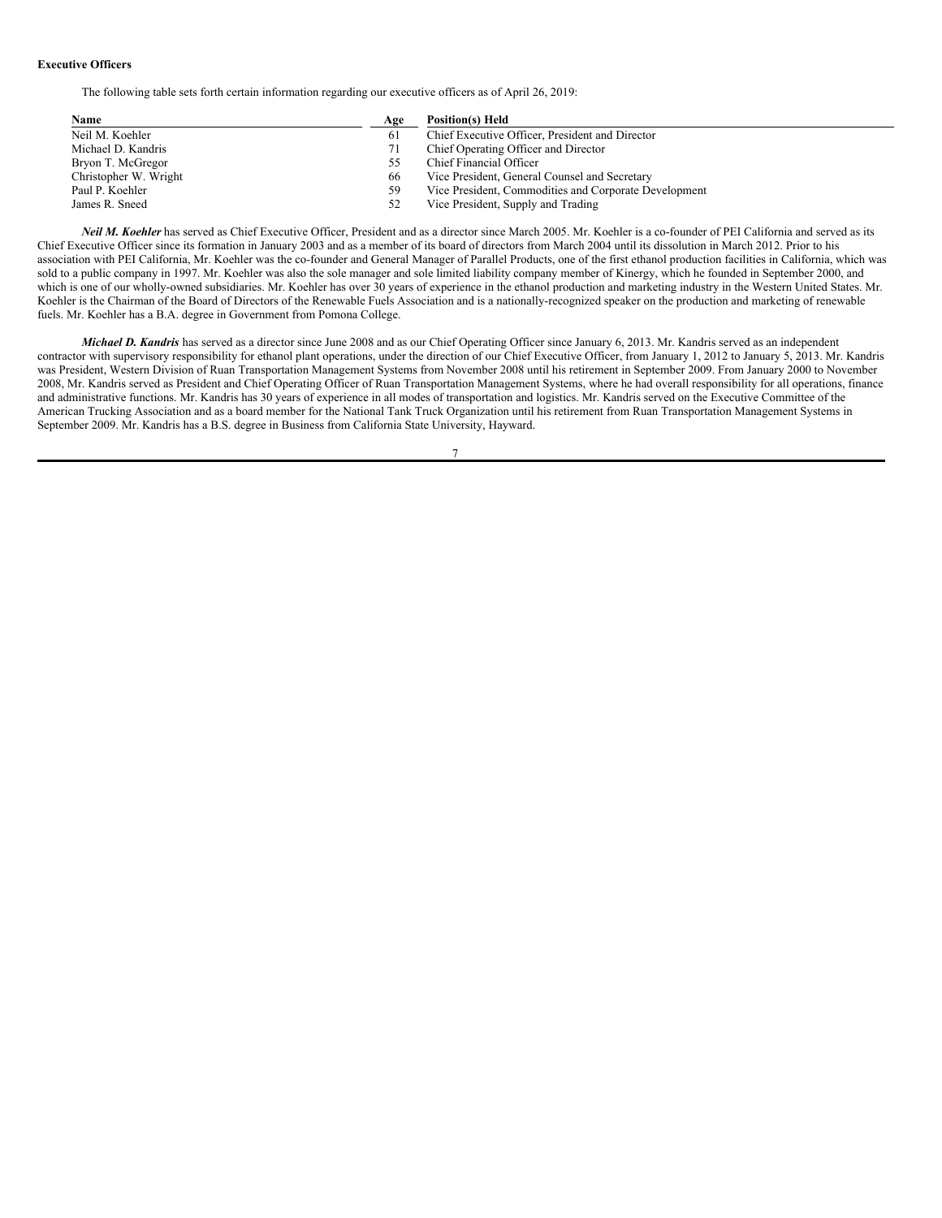**Executive Officers**

The following table sets forth certain information regarding our executive officers as of April 26, 2019:

| Name | Age | Position(s) Held |
| --- | --- | --- |
| Neil M. Koehler | 61 | Chief Executive Officer, President and Director |
| Michael D. Kandris | 71 | Chief Operating Officer and Director |
| Bryon T. McGregor | 55 | Chief Financial Officer |
| Christopher W. Wright | 66 | Vice President, General Counsel and Secretary |
| Paul P. Koehler | 59 | Vice President, Commodities and Corporate Development |
| James R. Sneed | 52 | Vice President, Supply and Trading |

***Neil M. Koehler*** has served as Chief Executive Officer, President and as a director since March 2005. Mr. Koehler is a co-founder of PEI California and served as its Chief Executive Officer since its formation in January 2003 and as a member of its board of directors from March 2004 until its dissolution in March 2012. Prior to his association with PEI California, Mr. Koehler was the co-founder and General Manager of Parallel Products, one of the first ethanol production facilities in California, which was sold to a public company in 1997. Mr. Koehler was also the sole manager and sole limited liability company member of Kinergy, which he founded in September 2000, and which is one of our wholly-owned subsidiaries. Mr. Koehler has over 30 years of experience in the ethanol production and marketing industry in the Western United States. Mr. Koehler is the Chairman of the Board of Directors of the Renewable Fuels Association and is a nationally-recognized speaker on the production and marketing of renewable fuels. Mr. Koehler has a B.A. degree in Government from Pomona College.

***Michael D. Kandris*** has served as a director since June 2008 and as our Chief Operating Officer since January 6, 2013. Mr. Kandris served as an independent contractor with supervisory responsibility for ethanol plant operations, under the direction of our Chief Executive Officer, from January 1, 2012 to January 5, 2013. Mr. Kandris was President, Western Division of Ruan Transportation Management Systems from November 2008 until his retirement in September 2009. From January 2000 to November 2008, Mr. Kandris served as President and Chief Operating Officer of Ruan Transportation Management Systems, where he had overall responsibility for all operations, finance and administrative functions. Mr. Kandris has 30 years of experience in all modes of transportation and logistics. Mr. Kandris served on the Executive Committee of the American Trucking Association and as a board member for the National Tank Truck Organization until his retirement from Ruan Transportation Management Systems in September 2009. Mr. Kandris has a B.S. degree in Business from California State University, Hayward.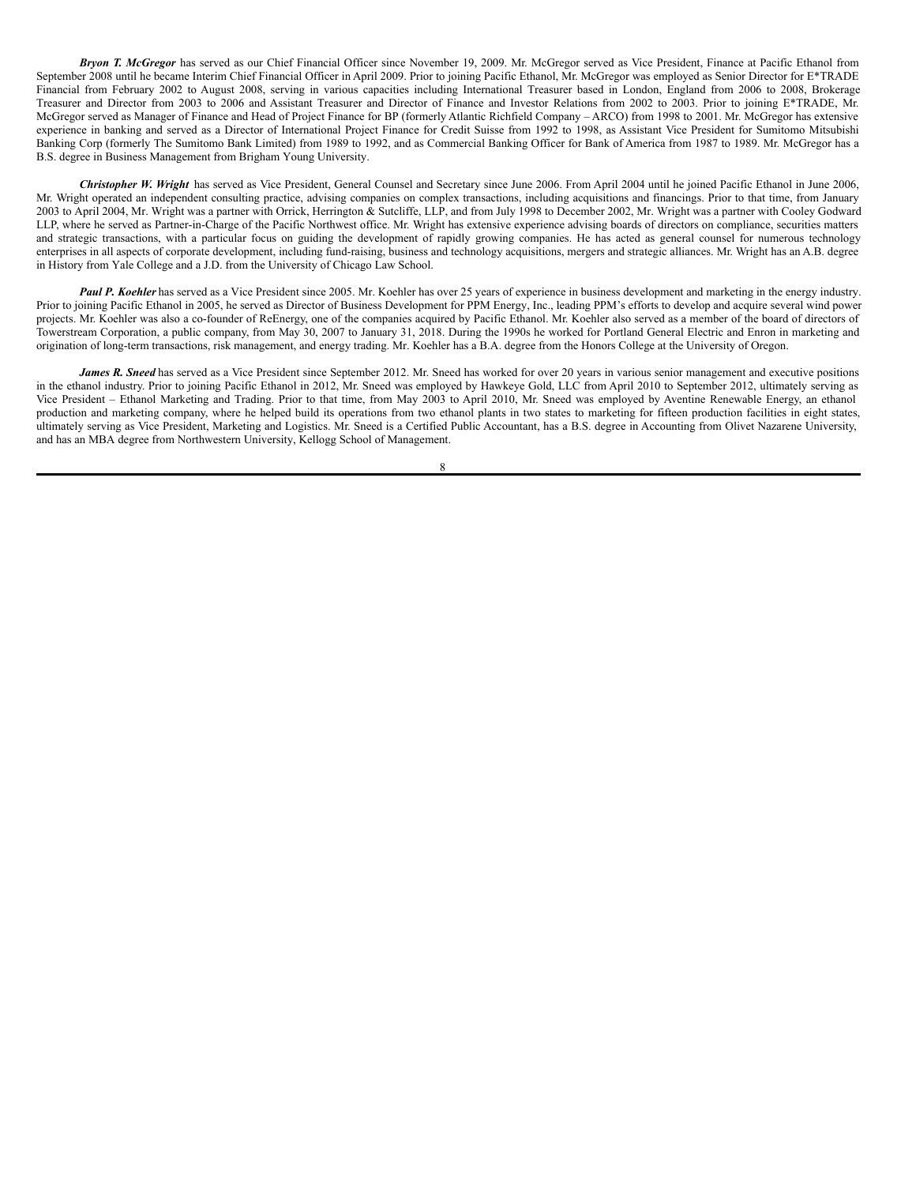***Bryon T. McGregor*** has served as our Chief Financial Officer since November 19, 2009. Mr. McGregor served as Vice President, Finance at Pacific Ethanol from September 2008 until he became Interim Chief Financial Officer in April 2009. Prior to joining Pacific Ethanol, Mr. McGregor was employed as Senior Director for E*TRADE Financial from February 2002 to August 2008, serving in various capacities including International Treasurer based in London, England from 2006 to 2008, Brokerage Treasurer and Director from 2003 to 2006 and Assistant Treasurer and Director of Finance and Investor Relations from 2002 to 2003. Prior to joining E*TRADE, Mr. McGregor served as Manager of Finance and Head of Project Finance for BP (formerly Atlantic Richfield Company – ARCO) from 1998 to 2001. Mr. McGregor has extensive experience in banking and served as a Director of International Project Finance for Credit Suisse from 1992 to 1998, as Assistant Vice President for Sumitomo Mitsubishi Banking Corp (formerly The Sumitomo Bank Limited) from 1989 to 1992, and as Commercial Banking Officer for Bank of America from 1987 to 1989. Mr. McGregor has a B.S. degree in Business Management from Brigham Young University.

***Christopher W. Wright*** has served as Vice President, General Counsel and Secretary since June 2006. From April 2004 until he joined Pacific Ethanol in June 2006, Mr. Wright operated an independent consulting practice, advising companies on complex transactions, including acquisitions and financings. Prior to that time, from January 2003 to April 2004, Mr. Wright was a partner with Orrick, Herrington & Sutcliffe, LLP, and from July 1998 to December 2002, Mr. Wright was a partner with Cooley Godward LLP, where he served as Partner-in-Charge of the Pacific Northwest office. Mr. Wright has extensive experience advising boards of directors on compliance, securities matters and strategic transactions, with a particular focus on guiding the development of rapidly growing companies. He has acted as general counsel for numerous technology enterprises in all aspects of corporate development, including fund-raising, business and technology acquisitions, mergers and strategic alliances. Mr. Wright has an A.B. degree in History from Yale College and a J.D. from the University of Chicago Law School.

***Paul P. Koehler*** has served as a Vice President since 2005. Mr. Koehler has over 25 years of experience in business development and marketing in the energy industry. Prior to joining Pacific Ethanol in 2005, he served as Director of Business Development for PPM Energy, Inc., leading PPM's efforts to develop and acquire several wind power projects. Mr. Koehler was also a co-founder of ReEnergy, one of the companies acquired by Pacific Ethanol. Mr. Koehler also served as a member of the board of directors of Towerstream Corporation, a public company, from May 30, 2007 to January 31, 2018. During the 1990s he worked for Portland General Electric and Enron in marketing and origination of long-term transactions, risk management, and energy trading. Mr. Koehler has a B.A. degree from the Honors College at the University of Oregon.

***James R. Sneed*** has served as a Vice President since September 2012. Mr. Sneed has worked for over 20 years in various senior management and executive positions in the ethanol industry. Prior to joining Pacific Ethanol in 2012, Mr. Sneed was employed by Hawkeye Gold, LLC from April 2010 to September 2012, ultimately serving as Vice President – Ethanol Marketing and Trading. Prior to that time, from May 2003 to April 2010, Mr. Sneed was employed by Aventine Renewable Energy, an ethanol production and marketing company, where he helped build its operations from two ethanol plants in two states to marketing for fifteen production facilities in eight states, ultimately serving as Vice President, Marketing and Logistics. Mr. Sneed is a Certified Public Accountant, has a B.S. degree in Accounting from Olivet Nazarene University, and has an MBA degree from Northwestern University, Kellogg School of Management.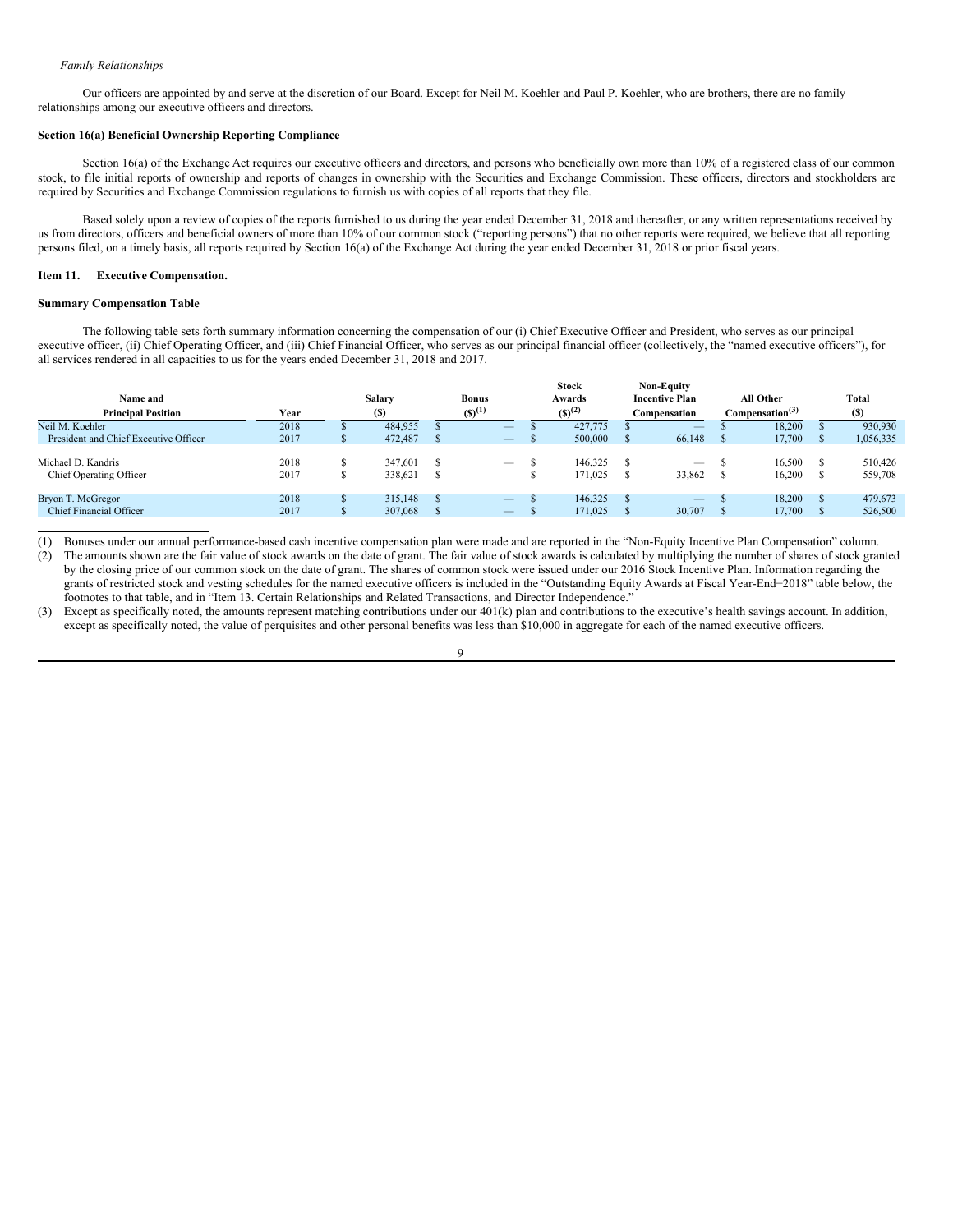*Family Relationships*

Our officers are appointed by and serve at the discretion of our Board. Except for Neil M. Koehler and Paul P. Koehler, who are brothers, there are no family relationships among our executive officers and directors.

**Section 16(a) Beneficial Ownership Reporting Compliance**

Section 16(a) of the Exchange Act requires our executive officers and directors, and persons who beneficially own more than 10% of a registered class of our common stock, to file initial reports of ownership and reports of changes in ownership with the Securities and Exchange Commission. These officers, directors and stockholders are required by Securities and Exchange Commission regulations to furnish us with copies of all reports that they file.

Based solely upon a review of copies of the reports furnished to us during the year ended December 31, 2018 and thereafter, or any written representations received by us from directors, officers and beneficial owners of more than 10% of our common stock ("reporting persons") that no other reports were required, we believe that all reporting persons filed, on a timely basis, all reports required by Section 16(a) of the Exchange Act during the year ended December 31, 2018 or prior fiscal years.

## Item 11. Executive Compensation.

**Summary Compensation Table**

The following table sets forth summary information concerning the compensation of our (i) Chief Executive Officer and President, who serves as our principal executive officer, (ii) Chief Operating Officer, and (iii) Chief Financial Officer, who serves as our principal financial officer (collectively, the "named executive officers"), for all services rendered in all capacities to us for the years ended December 31, 2018 and 2017.

| Name and Principal Position | Year | Salary ($) | Bonus ($)[1] | Stock Awards ($)[2] | Non-Equity Incentive Plan Compensation | All Other Compensation[3] | Total ($) |
|---|---|---|---|---|---|---|---|
| Neil M. Koehler | 2018 | $ 484,955 | $ — | $ 427,775 | $ — | $ 18,200 | $ 930,930 |
| President and Chief Executive Officer | 2017 | $ 472,487 | $ — | $ 500,000 | $ 66,148 | $ 17,700 | $ 1,056,335 |
| Michael D. Kandris | 2018 | $ 347,601 | $ — | $ 146,325 | $ — | $ 16,500 | $ 510,426 |
| Chief Operating Officer | 2017 | $ 338,621 | $ | $ 171,025 | $ 33,862 | $ 16,200 | $ 559,708 |
| Bryon T. McGregor | 2018 | $ 315,148 | $ — | $ 146,325 | $ — | $ 18,200 | $ 479,673 |
| Chief Financial Officer | 2017 | $ 307,068 | $ — | $ 171,025 | $ 30,707 | $ 17,700 | $ 526,500 |

(1) Bonuses under our annual performance-based cash incentive compensation plan were made and are reported in the "Non-Equity Incentive Plan Compensation" column.

(2) The amounts shown are the fair value of stock awards on the date of grant. The fair value of stock awards is calculated by multiplying the number of shares of stock granted by the closing price of our common stock on the date of grant. The shares of common stock were issued under our 2016 Stock Incentive Plan. Information regarding the grants of restricted stock and vesting schedules for the named executive officers is included in the "Outstanding Equity Awards at Fiscal Year-End−2018" table below, the footnotes to that table, and in "Item 13. Certain Relationships and Related Transactions, and Director Independence."

(3) Except as specifically noted, the amounts represent matching contributions under our 401(k) plan and contributions to the executive's health savings account. In addition, except as specifically noted, the value of perquisites and other personal benefits was less than $10,000 in aggregate for each of the named executive officers.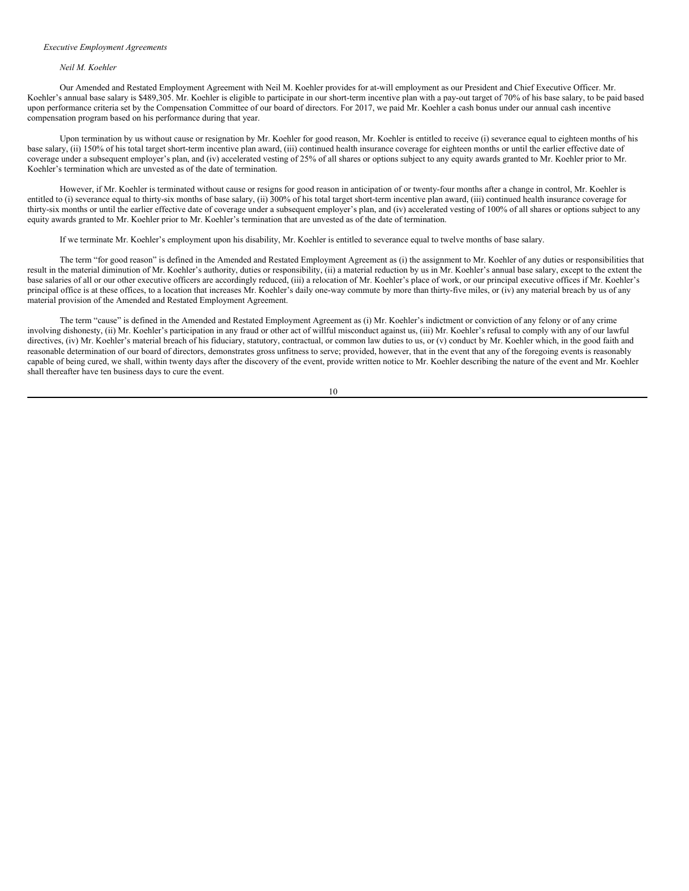*Executive Employment Agreements*

*Neil M. Koehler*

Our Amended and Restated Employment Agreement with Neil M. Koehler provides for at-will employment as our President and Chief Executive Officer. Mr. Koehler's annual base salary is $489,305. Mr. Koehler is eligible to participate in our short-term incentive plan with a pay-out target of 70% of his base salary, to be paid based upon performance criteria set by the Compensation Committee of our board of directors. For 2017, we paid Mr. Koehler a cash bonus under our annual cash incentive compensation program based on his performance during that year.

Upon termination by us without cause or resignation by Mr. Koehler for good reason, Mr. Koehler is entitled to receive (i) severance equal to eighteen months of his base salary, (ii) 150% of his total target short-term incentive plan award, (iii) continued health insurance coverage for eighteen months or until the earlier effective date of coverage under a subsequent employer's plan, and (iv) accelerated vesting of 25% of all shares or options subject to any equity awards granted to Mr. Koehler prior to Mr. Koehler's termination which are unvested as of the date of termination.

However, if Mr. Koehler is terminated without cause or resigns for good reason in anticipation of or twenty-four months after a change in control, Mr. Koehler is entitled to (i) severance equal to thirty-six months of base salary, (ii) 300% of his total target short-term incentive plan award, (iii) continued health insurance coverage for thirty-six months or until the earlier effective date of coverage under a subsequent employer's plan, and (iv) accelerated vesting of 100% of all shares or options subject to any equity awards granted to Mr. Koehler prior to Mr. Koehler's termination that are unvested as of the date of termination.

If we terminate Mr. Koehler's employment upon his disability, Mr. Koehler is entitled to severance equal to twelve months of base salary.

The term "for good reason" is defined in the Amended and Restated Employment Agreement as (i) the assignment to Mr. Koehler of any duties or responsibilities that result in the material diminution of Mr. Koehler's authority, duties or responsibility, (ii) a material reduction by us in Mr. Koehler's annual base salary, except to the extent the base salaries of all or our other executive officers are accordingly reduced, (iii) a relocation of Mr. Koehler's place of work, or our principal executive offices if Mr. Koehler's principal office is at these offices, to a location that increases Mr. Koehler's daily one-way commute by more than thirty-five miles, or (iv) any material breach by us of any material provision of the Amended and Restated Employment Agreement.

The term "cause" is defined in the Amended and Restated Employment Agreement as (i) Mr. Koehler's indictment or conviction of any felony or of any crime involving dishonesty, (ii) Mr. Koehler's participation in any fraud or other act of willful misconduct against us, (iii) Mr. Koehler's refusal to comply with any of our lawful directives, (iv) Mr. Koehler's material breach of his fiduciary, statutory, contractual, or common law duties to us, or (v) conduct by Mr. Koehler which, in the good faith and reasonable determination of our board of directors, demonstrates gross unfitness to serve; provided, however, that in the event that any of the foregoing events is reasonably capable of being cured, we shall, within twenty days after the discovery of the event, provide written notice to Mr. Koehler describing the nature of the event and Mr. Koehler shall thereafter have ten business days to cure the event.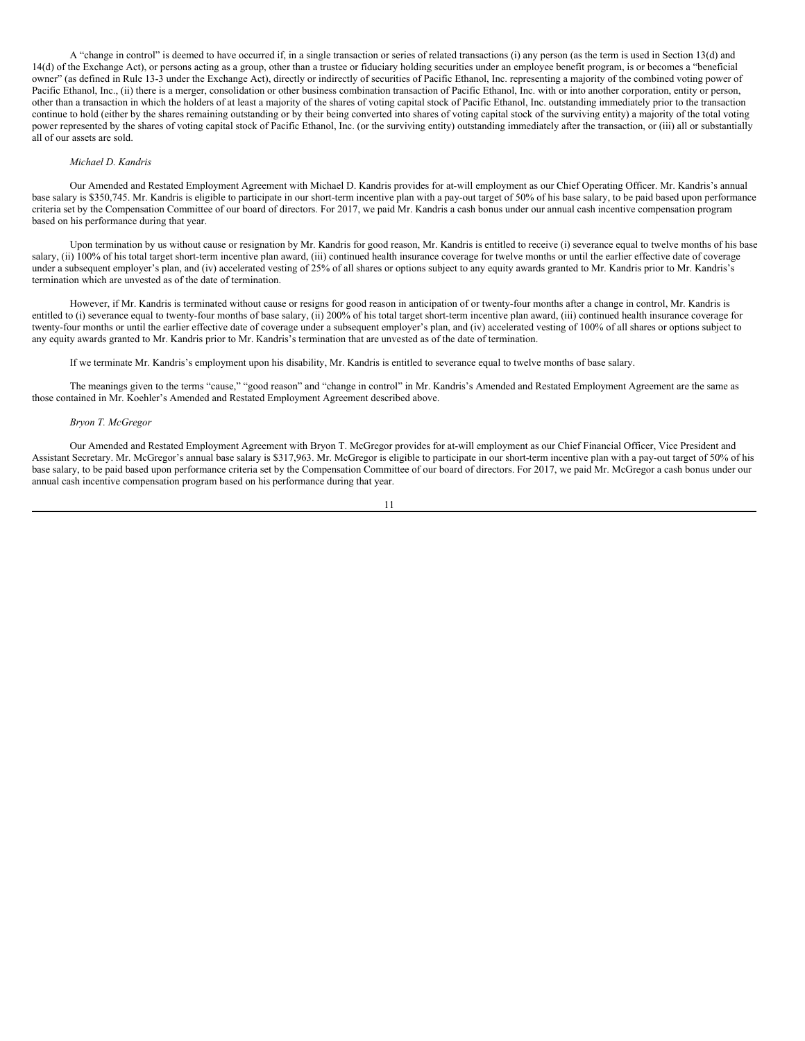A "change in control" is deemed to have occurred if, in a single transaction or series of related transactions (i) any person (as the term is used in Section 13(d) and 14(d) of the Exchange Act), or persons acting as a group, other than a trustee or fiduciary holding securities under an employee benefit program, is or becomes a "beneficial owner" (as defined in Rule 13-3 under the Exchange Act), directly or indirectly of securities of Pacific Ethanol, Inc. representing a majority of the combined voting power of Pacific Ethanol, Inc., (ii) there is a merger, consolidation or other business combination transaction of Pacific Ethanol, Inc. with or into another corporation, entity or person, other than a transaction in which the holders of at least a majority of the shares of voting capital stock of Pacific Ethanol, Inc. outstanding immediately prior to the transaction continue to hold (either by the shares remaining outstanding or by their being converted into shares of voting capital stock of the surviving entity) a majority of the total voting power represented by the shares of voting capital stock of Pacific Ethanol, Inc. (or the surviving entity) outstanding immediately after the transaction, or (iii) all or substantially all of our assets are sold.

*Michael D. Kandris*

Our Amended and Restated Employment Agreement with Michael D. Kandris provides for at-will employment as our Chief Operating Officer. Mr. Kandris's annual base salary is $350,745. Mr. Kandris is eligible to participate in our short-term incentive plan with a pay-out target of 50% of his base salary, to be paid based upon performance criteria set by the Compensation Committee of our board of directors. For 2017, we paid Mr. Kandris a cash bonus under our annual cash incentive compensation program based on his performance during that year.

Upon termination by us without cause or resignation by Mr. Kandris for good reason, Mr. Kandris is entitled to receive (i) severance equal to twelve months of his base salary, (ii) 100% of his total target short-term incentive plan award, (iii) continued health insurance coverage for twelve months or until the earlier effective date of coverage under a subsequent employer's plan, and (iv) accelerated vesting of 25% of all shares or options subject to any equity awards granted to Mr. Kandris prior to Mr. Kandris's termination which are unvested as of the date of termination.

However, if Mr. Kandris is terminated without cause or resigns for good reason in anticipation of or twenty-four months after a change in control, Mr. Kandris is entitled to (i) severance equal to twenty-four months of base salary, (ii) 200% of his total target short-term incentive plan award, (iii) continued health insurance coverage for twenty-four months or until the earlier effective date of coverage under a subsequent employer's plan, and (iv) accelerated vesting of 100% of all shares or options subject to any equity awards granted to Mr. Kandris prior to Mr. Kandris's termination that are unvested as of the date of termination.

If we terminate Mr. Kandris's employment upon his disability, Mr. Kandris is entitled to severance equal to twelve months of base salary.

The meanings given to the terms "cause," "good reason" and "change in control" in Mr. Kandris's Amended and Restated Employment Agreement are the same as those contained in Mr. Koehler's Amended and Restated Employment Agreement described above.

*Bryon T. McGregor*

Our Amended and Restated Employment Agreement with Bryon T. McGregor provides for at-will employment as our Chief Financial Officer, Vice President and Assistant Secretary. Mr. McGregor's annual base salary is $317,963. Mr. McGregor is eligible to participate in our short-term incentive plan with a pay-out target of 50% of his base salary, to be paid based upon performance criteria set by the Compensation Committee of our board of directors. For 2017, we paid Mr. McGregor a cash bonus under our annual cash incentive compensation program based on his performance during that year.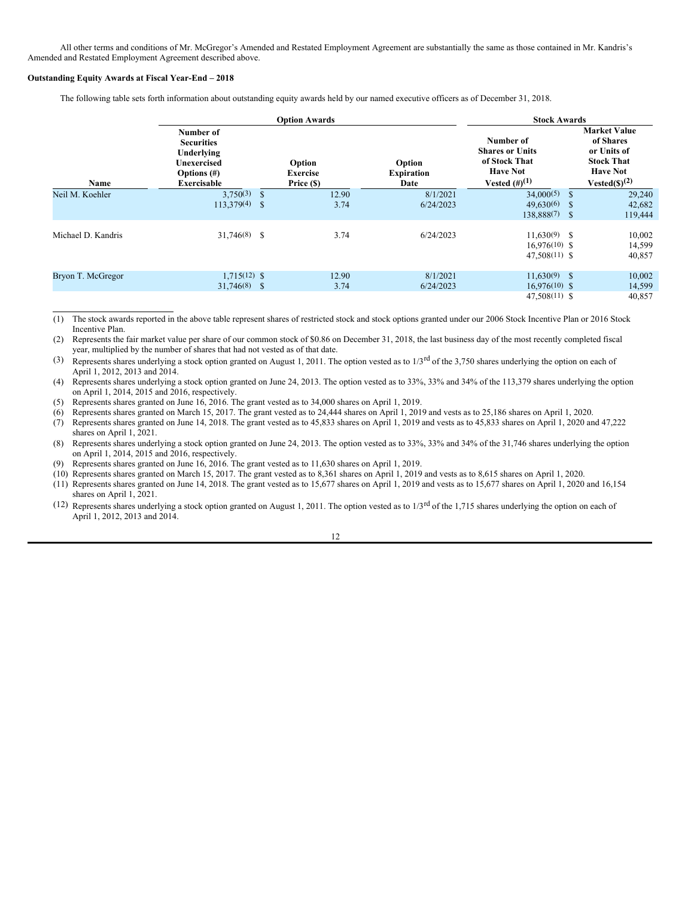All other terms and conditions of Mr. McGregor's Amended and Restated Employment Agreement are substantially the same as those contained in Mr. Kandris's Amended and Restated Employment Agreement described above.

**Outstanding Equity Awards at Fiscal Year-End – 2018**

The following table sets forth information about outstanding equity awards held by our named executive officers as of December 31, 2018.

| | Option Awards | | | Stock Awards | |
|---|---|---|---|---|---|
| **Name** | **Number of Securities Underlying Unexercised Options (#) Exercisable** | **Option Exercise Price ($)** | **Option Expiration Date** | **Number of Shares or Units of Stock That Have Not Vested (#)(1)** | **Market Value of Shares or Units of Stock That Have Not Vested($)(2)** |
| Neil M. Koehler | 3,750(3) | $ 12.90 | 8/1/2021 | 34,000(5) | $ 29,240 |
| | 113,379(4) | $ 3.74 | 6/24/2023 | 49,630(6) | $ 42,682 |
| | | | | 138,888(7) | $ 119,444 |
| Michael D. Kandris | 31,746(8) | $ 3.74 | 6/24/2023 | 11,630(9) | $ 10,002 |
| | | | | 16,976(10) | $ 14,599 |
| | | | | 47,508(11) | $ 40,857 |
| Bryon T. McGregor | 1,715(12) | $ 12.90 | 8/1/2021 | 11,630(9) | $ 10,002 |
| | 31,746(8) | $ 3.74 | 6/24/2023 | 16,976(10) | $ 14,599 |
| | | | | 47,508(11) | $ 40,857 |

(1) The stock awards reported in the above table represent shares of restricted stock and stock options granted under our 2006 Stock Incentive Plan or 2016 Stock Incentive Plan.

(2) Represents the fair market value per share of our common stock of $0.86 on December 31, 2018, the last business day of the most recently completed fiscal year, multiplied by the number of shares that had not vested as of that date.

(3) Represents shares underlying a stock option granted on August 1, 2011. The option vested as to 1/3rd of the 3,750 shares underlying the option on each of April 1, 2012, 2013 and 2014.

(4) Represents shares underlying a stock option granted on June 24, 2013. The option vested as to 33%, 33% and 34% of the 113,379 shares underlying the option on April 1, 2014, 2015 and 2016, respectively.

(5) Represents shares granted on June 16, 2016. The grant vested as to 34,000 shares on April 1, 2019.

(6) Represents shares granted on March 15, 2017. The grant vested as to 24,444 shares on April 1, 2019 and vests as to 25,186 shares on April 1, 2020.

(7) Represents shares granted on June 14, 2018. The grant vested as to 45,833 shares on April 1, 2019 and vests as to 45,833 shares on April 1, 2020 and 47,222 shares on April 1, 2021.

(8) Represents shares underlying a stock option granted on June 24, 2013. The option vested as to 33%, 33% and 34% of the 31,746 shares underlying the option on April 1, 2014, 2015 and 2016, respectively.

(9) Represents shares granted on June 16, 2016. The grant vested as to 11,630 shares on April 1, 2019.

(10) Represents shares granted on March 15, 2017. The grant vested as to 8,361 shares on April 1, 2019 and vests as to 8,615 shares on April 1, 2020.

(11) Represents shares granted on June 14, 2018. The grant vested as to 15,677 shares on April 1, 2019 and vests as to 15,677 shares on April 1, 2020 and 16,154 shares on April 1, 2021.

(12) Represents shares underlying a stock option granted on August 1, 2011. The option vested as to 1/3rd of the 1,715 shares underlying the option on each of April 1, 2012, 2013 and 2014.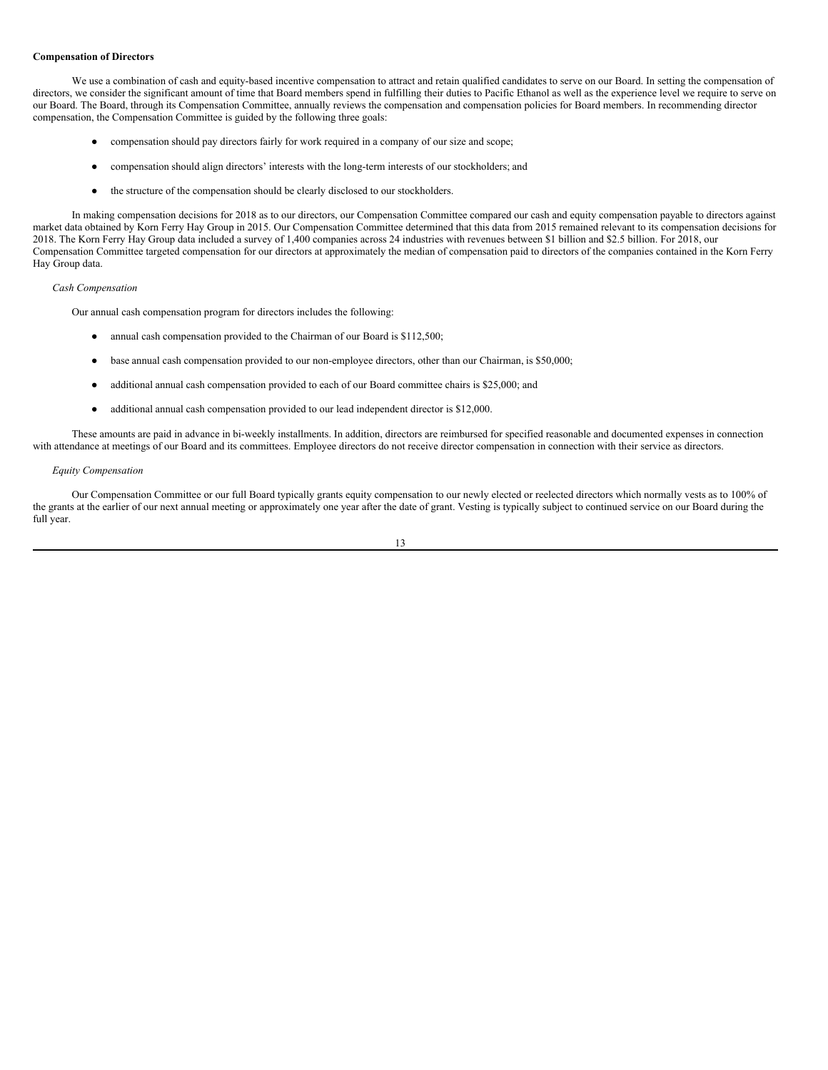**Compensation of Directors**

We use a combination of cash and equity-based incentive compensation to attract and retain qualified candidates to serve on our Board. In setting the compensation of directors, we consider the significant amount of time that Board members spend in fulfilling their duties to Pacific Ethanol as well as the experience level we require to serve on our Board. The Board, through its Compensation Committee, annually reviews the compensation and compensation policies for Board members. In recommending director compensation, the Compensation Committee is guided by the following three goals:

- compensation should pay directors fairly for work required in a company of our size and scope;
- compensation should align directors' interests with the long-term interests of our stockholders; and
- the structure of the compensation should be clearly disclosed to our stockholders.

In making compensation decisions for 2018 as to our directors, our Compensation Committee compared our cash and equity compensation payable to directors against market data obtained by Korn Ferry Hay Group in 2015. Our Compensation Committee determined that this data from 2015 remained relevant to its compensation decisions for 2018. The Korn Ferry Hay Group data included a survey of 1,400 companies across 24 industries with revenues between $1 billion and $2.5 billion. For 2018, our Compensation Committee targeted compensation for our directors at approximately the median of compensation paid to directors of the companies contained in the Korn Ferry Hay Group data.

*Cash Compensation*

Our annual cash compensation program for directors includes the following:

- annual cash compensation provided to the Chairman of our Board is $112,500;
- base annual cash compensation provided to our non-employee directors, other than our Chairman, is $50,000;
- additional annual cash compensation provided to each of our Board committee chairs is $25,000; and
- additional annual cash compensation provided to our lead independent director is $12,000.

These amounts are paid in advance in bi-weekly installments. In addition, directors are reimbursed for specified reasonable and documented expenses in connection with attendance at meetings of our Board and its committees. Employee directors do not receive director compensation in connection with their service as directors.

*Equity Compensation*

Our Compensation Committee or our full Board typically grants equity compensation to our newly elected or reelected directors which normally vests as to 100% of the grants at the earlier of our next annual meeting or approximately one year after the date of grant. Vesting is typically subject to continued service on our Board during the full year.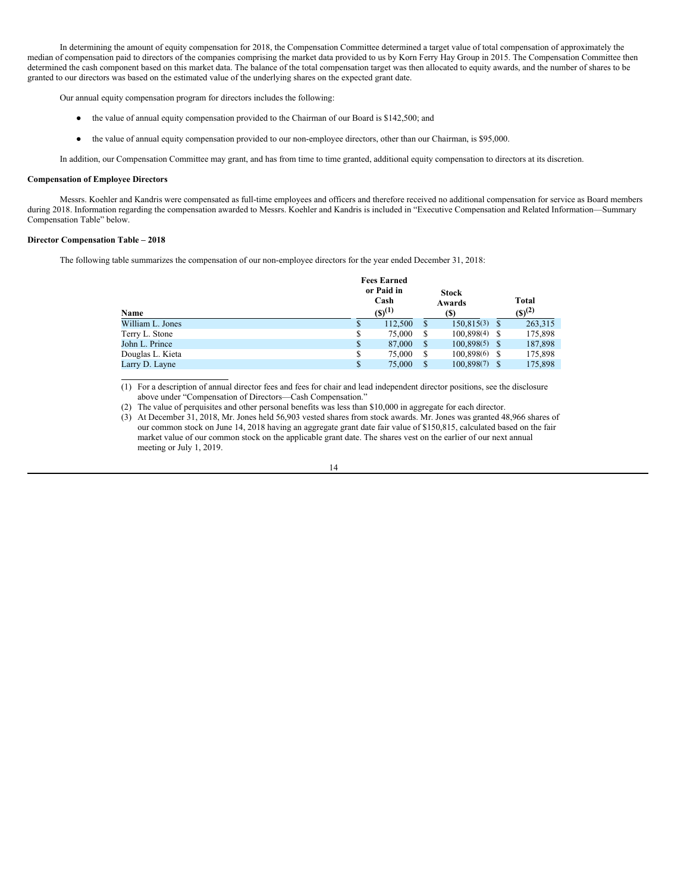In determining the amount of equity compensation for 2018, the Compensation Committee determined a target value of total compensation of approximately the median of compensation paid to directors of the companies comprising the market data provided to us by Korn Ferry Hay Group in 2015. The Compensation Committee then determined the cash component based on this market data. The balance of the total compensation target was then allocated to equity awards, and the number of shares to be granted to our directors was based on the estimated value of the underlying shares on the expected grant date.

Our annual equity compensation program for directors includes the following:

- the value of annual equity compensation provided to the Chairman of our Board is $142,500; and
- the value of annual equity compensation provided to our non-employee directors, other than our Chairman, is $95,000.

In addition, our Compensation Committee may grant, and has from time to time granted, additional equity compensation to directors at its discretion.

**Compensation of Employee Directors**

Messrs. Koehler and Kandris were compensated as full-time employees and officers and therefore received no additional compensation for service as Board members during 2018. Information regarding the compensation awarded to Messrs. Koehler and Kandris is included in "Executive Compensation and Related Information—Summary Compensation Table" below.

**Director Compensation Table – 2018**

The following table summarizes the compensation of our non-employee directors for the year ended December 31, 2018:

| Name | Fees Earned or Paid in Cash ($)(1) | Stock Awards ($) | Total ($)(2) |
|---|---|---|---|
| William L. Jones | $ 112,500 | $ 150,815(3) | $ 263,315 |
| Terry L. Stone | $ 75,000 | $ 100,898(4) | $ 175,898 |
| John L. Prince | $ 87,000 | $ 100,898(5) | $ 187,898 |
| Douglas L. Kieta | $ 75,000 | $ 100,898(6) | $ 175,898 |
| Larry D. Layne | $ 75,000 | $ 100,898(7) | $ 175,898 |

(1) For a description of annual director fees and fees for chair and lead independent director positions, see the disclosure above under "Compensation of Directors—Cash Compensation."

(2) The value of perquisites and other personal benefits was less than $10,000 in aggregate for each director.

(3) At December 31, 2018, Mr. Jones held 56,903 vested shares from stock awards. Mr. Jones was granted 48,966 shares of our common stock on June 14, 2018 having an aggregate grant date fair value of $150,815, calculated based on the fair market value of our common stock on the applicable grant date. The shares vest on the earlier of our next annual meeting or July 1, 2019.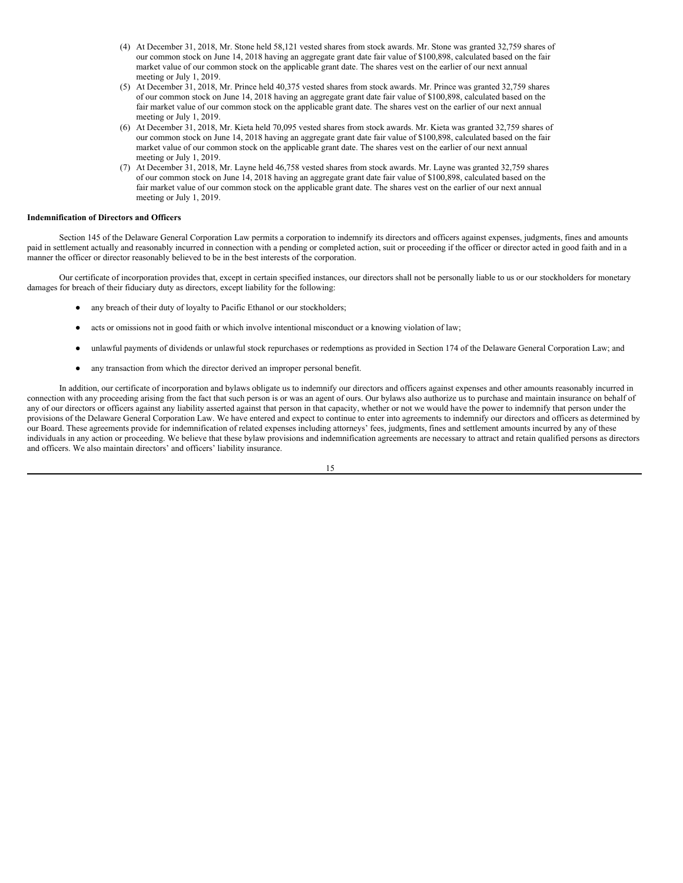(4) At December 31, 2018, Mr. Stone held 58,121 vested shares from stock awards. Mr. Stone was granted 32,759 shares of our common stock on June 14, 2018 having an aggregate grant date fair value of $100,898, calculated based on the fair market value of our common stock on the applicable grant date. The shares vest on the earlier of our next annual meeting or July 1, 2019.

(5) At December 31, 2018, Mr. Prince held 40,375 vested shares from stock awards. Mr. Prince was granted 32,759 shares of our common stock on June 14, 2018 having an aggregate grant date fair value of $100,898, calculated based on the fair market value of our common stock on the applicable grant date. The shares vest on the earlier of our next annual meeting or July 1, 2019.

(6) At December 31, 2018, Mr. Kieta held 70,095 vested shares from stock awards. Mr. Kieta was granted 32,759 shares of our common stock on June 14, 2018 having an aggregate grant date fair value of $100,898, calculated based on the fair market value of our common stock on the applicable grant date. The shares vest on the earlier of our next annual meeting or July 1, 2019.

(7) At December 31, 2018, Mr. Layne held 46,758 vested shares from stock awards. Mr. Layne was granted 32,759 shares of our common stock on June 14, 2018 having an aggregate grant date fair value of $100,898, calculated based on the fair market value of our common stock on the applicable grant date. The shares vest on the earlier of our next annual meeting or July 1, 2019.

**Indemnification of Directors and Officers**

Section 145 of the Delaware General Corporation Law permits a corporation to indemnify its directors and officers against expenses, judgments, fines and amounts paid in settlement actually and reasonably incurred in connection with a pending or completed action, suit or proceeding if the officer or director acted in good faith and in a manner the officer or director reasonably believed to be in the best interests of the corporation.

Our certificate of incorporation provides that, except in certain specified instances, our directors shall not be personally liable to us or our stockholders for monetary damages for breach of their fiduciary duty as directors, except liability for the following:

- any breach of their duty of loyalty to Pacific Ethanol or our stockholders;
- acts or omissions not in good faith or which involve intentional misconduct or a knowing violation of law;
- unlawful payments of dividends or unlawful stock repurchases or redemptions as provided in Section 174 of the Delaware General Corporation Law; and
- any transaction from which the director derived an improper personal benefit.

In addition, our certificate of incorporation and bylaws obligate us to indemnify our directors and officers against expenses and other amounts reasonably incurred in connection with any proceeding arising from the fact that such person is or was an agent of ours. Our bylaws also authorize us to purchase and maintain insurance on behalf of any of our directors or officers against any liability asserted against that person in that capacity, whether or not we would have the power to indemnify that person under the provisions of the Delaware General Corporation Law. We have entered and expect to continue to enter into agreements to indemnify our directors and officers as determined by our Board. These agreements provide for indemnification of related expenses including attorneys' fees, judgments, fines and settlement amounts incurred by any of these individuals in any action or proceeding. We believe that these bylaw provisions and indemnification agreements are necessary to attract and retain qualified persons as directors and officers. We also maintain directors' and officers' liability insurance.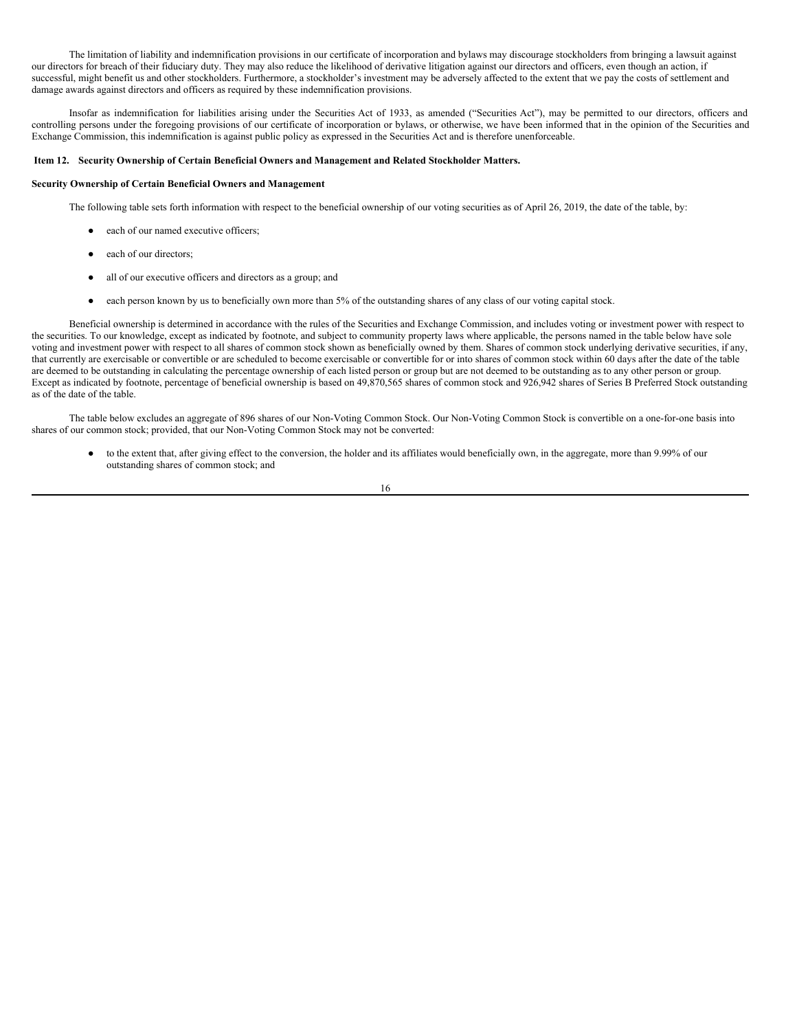The limitation of liability and indemnification provisions in our certificate of incorporation and bylaws may discourage stockholders from bringing a lawsuit against our directors for breach of their fiduciary duty. They may also reduce the likelihood of derivative litigation against our directors and officers, even though an action, if successful, might benefit us and other stockholders. Furthermore, a stockholder's investment may be adversely affected to the extent that we pay the costs of settlement and damage awards against directors and officers as required by these indemnification provisions.

Insofar as indemnification for liabilities arising under the Securities Act of 1933, as amended ("Securities Act"), may be permitted to our directors, officers and controlling persons under the foregoing provisions of our certificate of incorporation or bylaws, or otherwise, we have been informed that in the opinion of the Securities and Exchange Commission, this indemnification is against public policy as expressed in the Securities Act and is therefore unenforceable.

## Item 12. Security Ownership of Certain Beneficial Owners and Management and Related Stockholder Matters.

### Security Ownership of Certain Beneficial Owners and Management

The following table sets forth information with respect to the beneficial ownership of our voting securities as of April 26, 2019, the date of the table, by:

- each of our named executive officers;
- each of our directors;
- all of our executive officers and directors as a group; and
- each person known by us to beneficially own more than 5% of the outstanding shares of any class of our voting capital stock.

Beneficial ownership is determined in accordance with the rules of the Securities and Exchange Commission, and includes voting or investment power with respect to the securities. To our knowledge, except as indicated by footnote, and subject to community property laws where applicable, the persons named in the table below have sole voting and investment power with respect to all shares of common stock shown as beneficially owned by them. Shares of common stock underlying derivative securities, if any, that currently are exercisable or convertible or are scheduled to become exercisable or convertible for or into shares of common stock within 60 days after the date of the table are deemed to be outstanding in calculating the percentage ownership of each listed person or group but are not deemed to be outstanding as to any other person or group. Except as indicated by footnote, percentage of beneficial ownership is based on 49,870,565 shares of common stock and 926,942 shares of Series B Preferred Stock outstanding as of the date of the table.

The table below excludes an aggregate of 896 shares of our Non-Voting Common Stock. Our Non-Voting Common Stock is convertible on a one-for-one basis into shares of our common stock; provided, that our Non-Voting Common Stock may not be converted:

- to the extent that, after giving effect to the conversion, the holder and its affiliates would beneficially own, in the aggregate, more than 9.99% of our outstanding shares of common stock; and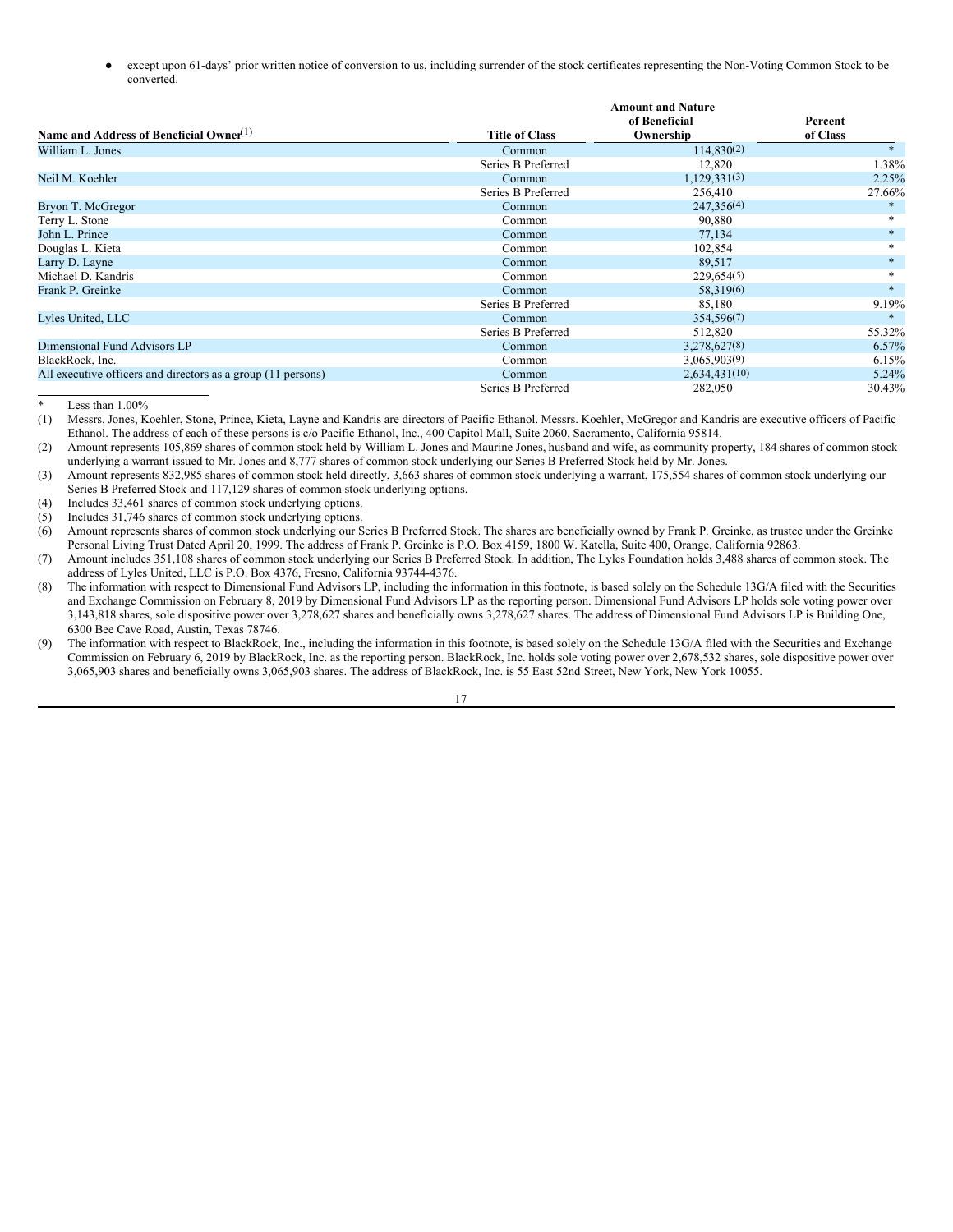- except upon 61-days' prior written notice of conversion to us, including surrender of the stock certificates representing the Non-Voting Common Stock to be converted.

| Name and Address of Beneficial Owner(1) | Title of Class | Amount and Nature of Beneficial Ownership | Percent of Class |
|---|---|---|---|
| William L. Jones | Common | 114,830(2) | * |
| | Series B Preferred | 12,820 | 1.38% |
| Neil M. Koehler | Common | 1,129,331(3) | 2.25% |
| | Series B Preferred | 256,410 | 27.66% |
| Bryon T. McGregor | Common | 247,356(4) | * |
| Terry L. Stone | Common | 90,880 | * |
| John L. Prince | Common | 77,134 | * |
| Douglas L. Kieta | Common | 102,854 | * |
| Larry D. Layne | Common | 89,517 | * |
| Michael D. Kandris | Common | 229,654(5) | * |
| Frank P. Greinke | Common | 58,319(6) | * |
| | Series B Preferred | 85,180 | 9.19% |
| Lyles United, LLC | Common | 354,596(7) | * |
| | Series B Preferred | 512,820 | 55.32% |
| Dimensional Fund Advisors LP | Common | 3,278,627(8) | 6.57% |
| BlackRock, Inc. | Common | 3,065,903(9) | 6.15% |
| All executive officers and directors as a group (11 persons) | Common | 2,634,431(10) | 5.24% |
| | Series B Preferred | 282,050 | 30.43% |

\* Less than 1.00%

(1) Messrs. Jones, Koehler, Stone, Prince, Kieta, Layne and Kandris are directors of Pacific Ethanol. Messrs. Koehler, McGregor and Kandris are executive officers of Pacific Ethanol. The address of each of these persons is c/o Pacific Ethanol, Inc., 400 Capitol Mall, Suite 2060, Sacramento, California 95814.

(2) Amount represents 105,869 shares of common stock held by William L. Jones and Maurine Jones, husband and wife, as community property, 184 shares of common stock underlying a warrant issued to Mr. Jones and 8,777 shares of common stock underlying our Series B Preferred Stock held by Mr. Jones.

(3) Amount represents 832,985 shares of common stock held directly, 3,663 shares of common stock underlying a warrant, 175,554 shares of common stock underlying our Series B Preferred Stock and 117,129 shares of common stock underlying options.

(4) Includes 33,461 shares of common stock underlying options.

(5) Includes 31,746 shares of common stock underlying options.

(6) Amount represents shares of common stock underlying our Series B Preferred Stock. The shares are beneficially owned by Frank P. Greinke, as trustee under the Greinke Personal Living Trust Dated April 20, 1999. The address of Frank P. Greinke is P.O. Box 4159, 1800 W. Katella, Suite 400, Orange, California 92863.

(7) Amount includes 351,108 shares of common stock underlying our Series B Preferred Stock. In addition, The Lyles Foundation holds 3,488 shares of common stock. The address of Lyles United, LLC is P.O. Box 4376, Fresno, California 93744-4376.

(8) The information with respect to Dimensional Fund Advisors LP, including the information in this footnote, is based solely on the Schedule 13G/A filed with the Securities and Exchange Commission on February 8, 2019 by Dimensional Fund Advisors LP as the reporting person. Dimensional Fund Advisors LP holds sole voting power over 3,143,818 shares, sole dispositive power over 3,278,627 shares and beneficially owns 3,278,627 shares. The address of Dimensional Fund Advisors LP is Building One, 6300 Bee Cave Road, Austin, Texas 78746.

(9) The information with respect to BlackRock, Inc., including the information in this footnote, is based solely on the Schedule 13G/A filed with the Securities and Exchange Commission on February 6, 2019 by BlackRock, Inc. as the reporting person. BlackRock, Inc. holds sole voting power over 2,678,532 shares, sole dispositive power over 3,065,903 shares and beneficially owns 3,065,903 shares. The address of BlackRock, Inc. is 55 East 52nd Street, New York, New York 10055.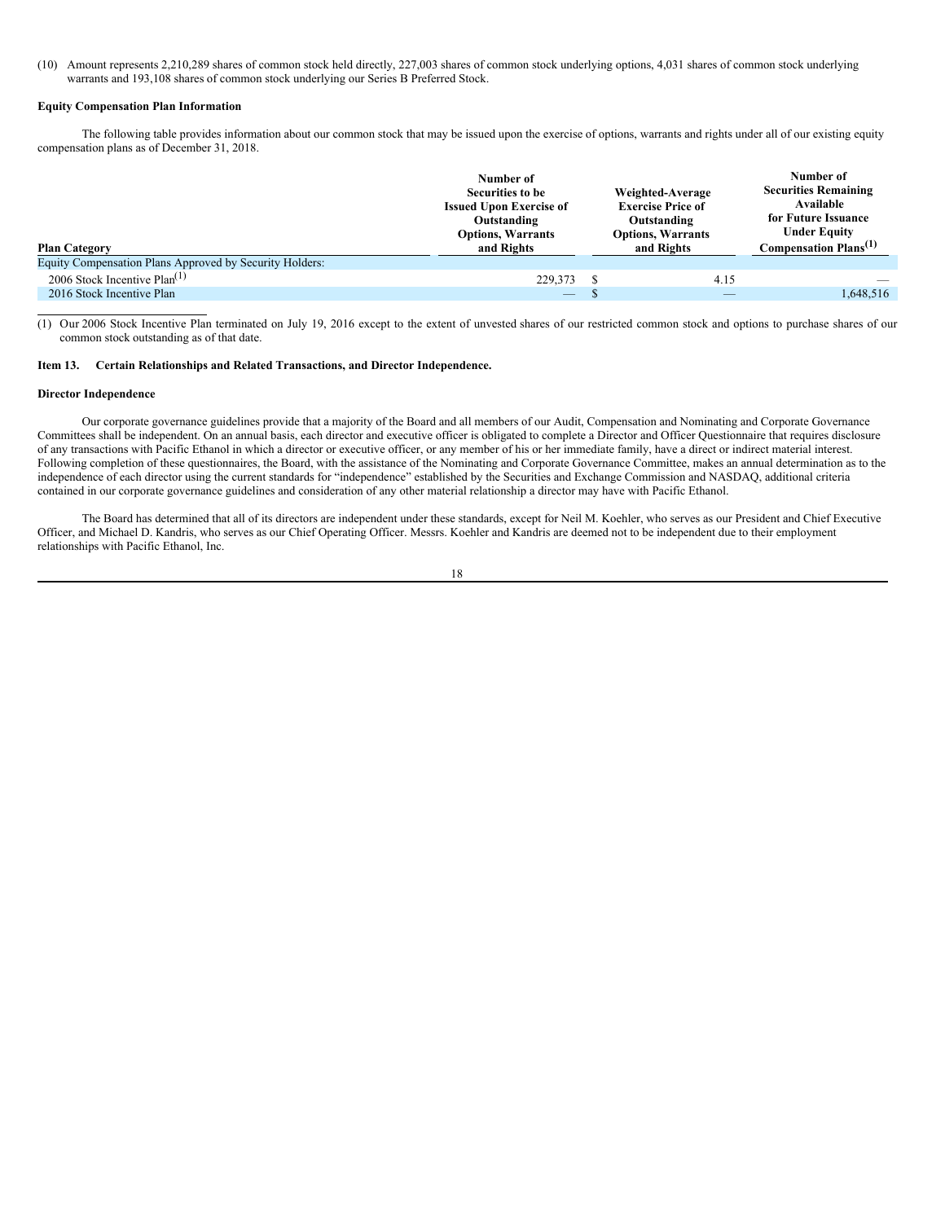(10) Amount represents 2,210,289 shares of common stock held directly, 227,003 shares of common stock underlying options, 4,031 shares of common stock underlying warrants and 193,108 shares of common stock underlying our Series B Preferred Stock.

**Equity Compensation Plan Information**

The following table provides information about our common stock that may be issued upon the exercise of options, warrants and rights under all of our existing equity compensation plans as of December 31, 2018.

| Plan Category | Number of Securities to be Issued Upon Exercise of Outstanding Options, Warrants and Rights | Weighted-Average Exercise Price of Outstanding Options, Warrants and Rights | Number of Securities Remaining Available for Future Issuance Under Equity Compensation Plans(1) |
|---|---|---|---|
| Equity Compensation Plans Approved by Security Holders: | | | |
| 2006 Stock Incentive Plan(1) | 229,373 | $ 4.15 | — |
| 2016 Stock Incentive Plan | — | $ — | 1,648,516 |

(1) Our 2006 Stock Incentive Plan terminated on July 19, 2016 except to the extent of unvested shares of our restricted common stock and options to purchase shares of our common stock outstanding as of that date.

### Item 13. Certain Relationships and Related Transactions, and Director Independence.

**Director Independence**

Our corporate governance guidelines provide that a majority of the Board and all members of our Audit, Compensation and Nominating and Corporate Governance Committees shall be independent. On an annual basis, each director and executive officer is obligated to complete a Director and Officer Questionnaire that requires disclosure of any transactions with Pacific Ethanol in which a director or executive officer, or any member of his or her immediate family, have a direct or indirect material interest. Following completion of these questionnaires, the Board, with the assistance of the Nominating and Corporate Governance Committee, makes an annual determination as to the independence of each director using the current standards for "independence" established by the Securities and Exchange Commission and NASDAQ, additional criteria contained in our corporate governance guidelines and consideration of any other material relationship a director may have with Pacific Ethanol.

The Board has determined that all of its directors are independent under these standards, except for Neil M. Koehler, who serves as our President and Chief Executive Officer, and Michael D. Kandris, who serves as our Chief Operating Officer. Messrs. Koehler and Kandris are deemed not to be independent due to their employment relationships with Pacific Ethanol, Inc.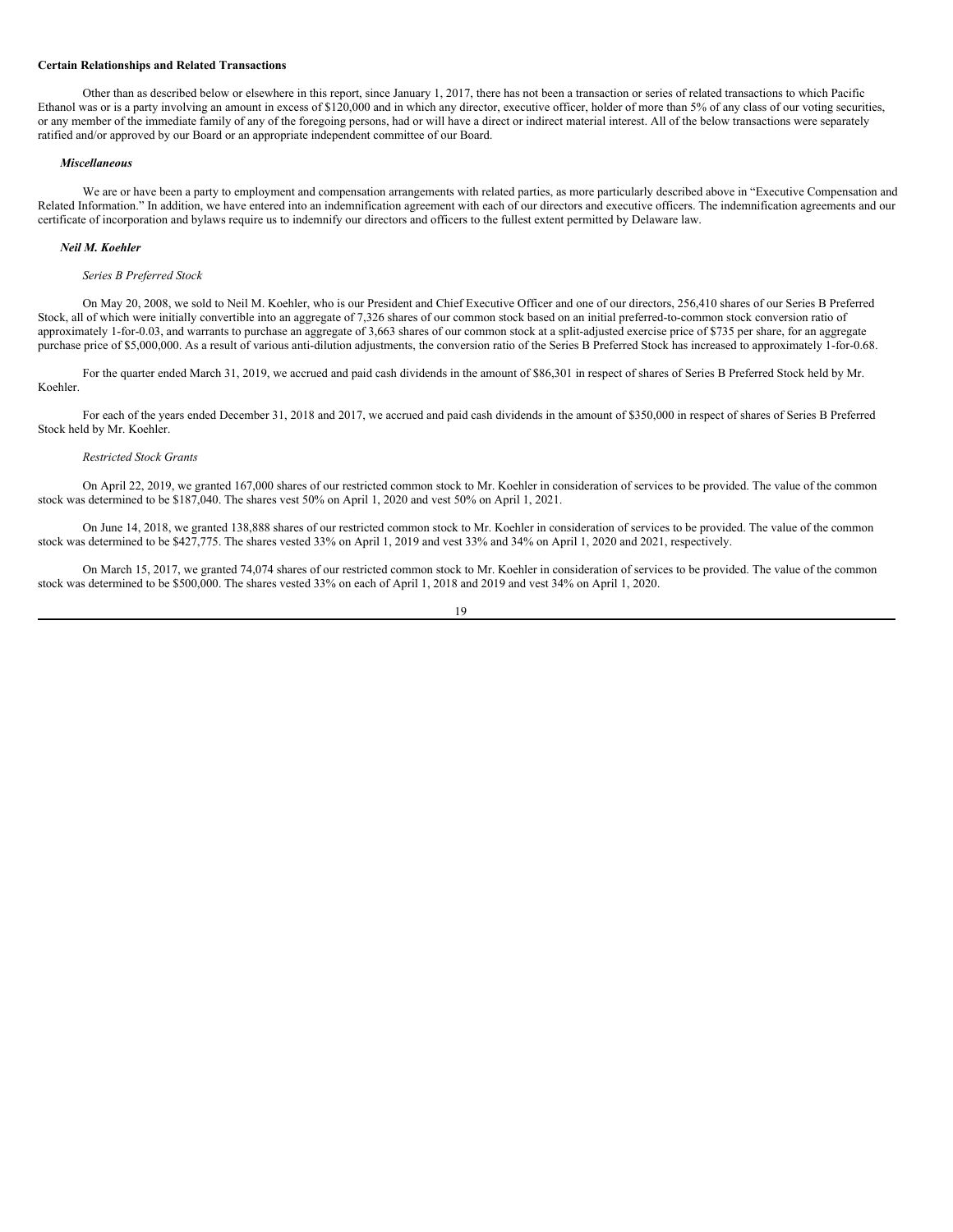**Certain Relationships and Related Transactions**

Other than as described below or elsewhere in this report, since January 1, 2017, there has not been a transaction or series of related transactions to which Pacific Ethanol was or is a party involving an amount in excess of $120,000 and in which any director, executive officer, holder of more than 5% of any class of our voting securities, or any member of the immediate family of any of the foregoing persons, had or will have a direct or indirect material interest. All of the below transactions were separately ratified and/or approved by our Board or an appropriate independent committee of our Board.

***Miscellaneous***

We are or have been a party to employment and compensation arrangements with related parties, as more particularly described above in "Executive Compensation and Related Information." In addition, we have entered into an indemnification agreement with each of our directors and executive officers. The indemnification agreements and our certificate of incorporation and bylaws require us to indemnify our directors and officers to the fullest extent permitted by Delaware law.

***Neil M. Koehler***

*Series B Preferred Stock*

On May 20, 2008, we sold to Neil M. Koehler, who is our President and Chief Executive Officer and one of our directors, 256,410 shares of our Series B Preferred Stock, all of which were initially convertible into an aggregate of 7,326 shares of our common stock based on an initial preferred-to-common stock conversion ratio of approximately 1-for-0.03, and warrants to purchase an aggregate of 3,663 shares of our common stock at a split-adjusted exercise price of $735 per share, for an aggregate purchase price of $5,000,000. As a result of various anti-dilution adjustments, the conversion ratio of the Series B Preferred Stock has increased to approximately 1-for-0.68.

For the quarter ended March 31, 2019, we accrued and paid cash dividends in the amount of $86,301 in respect of shares of Series B Preferred Stock held by Mr. Koehler.

For each of the years ended December 31, 2018 and 2017, we accrued and paid cash dividends in the amount of $350,000 in respect of shares of Series B Preferred Stock held by Mr. Koehler.

*Restricted Stock Grants*

On April 22, 2019, we granted 167,000 shares of our restricted common stock to Mr. Koehler in consideration of services to be provided. The value of the common stock was determined to be $187,040. The shares vest 50% on April 1, 2020 and vest 50% on April 1, 2021.

On June 14, 2018, we granted 138,888 shares of our restricted common stock to Mr. Koehler in consideration of services to be provided. The value of the common stock was determined to be $427,775. The shares vested 33% on April 1, 2019 and vest 33% and 34% on April 1, 2020 and 2021, respectively.

On March 15, 2017, we granted 74,074 shares of our restricted common stock to Mr. Koehler in consideration of services to be provided. The value of the common stock was determined to be $500,000. The shares vested 33% on each of April 1, 2018 and 2019 and vest 34% on April 1, 2020.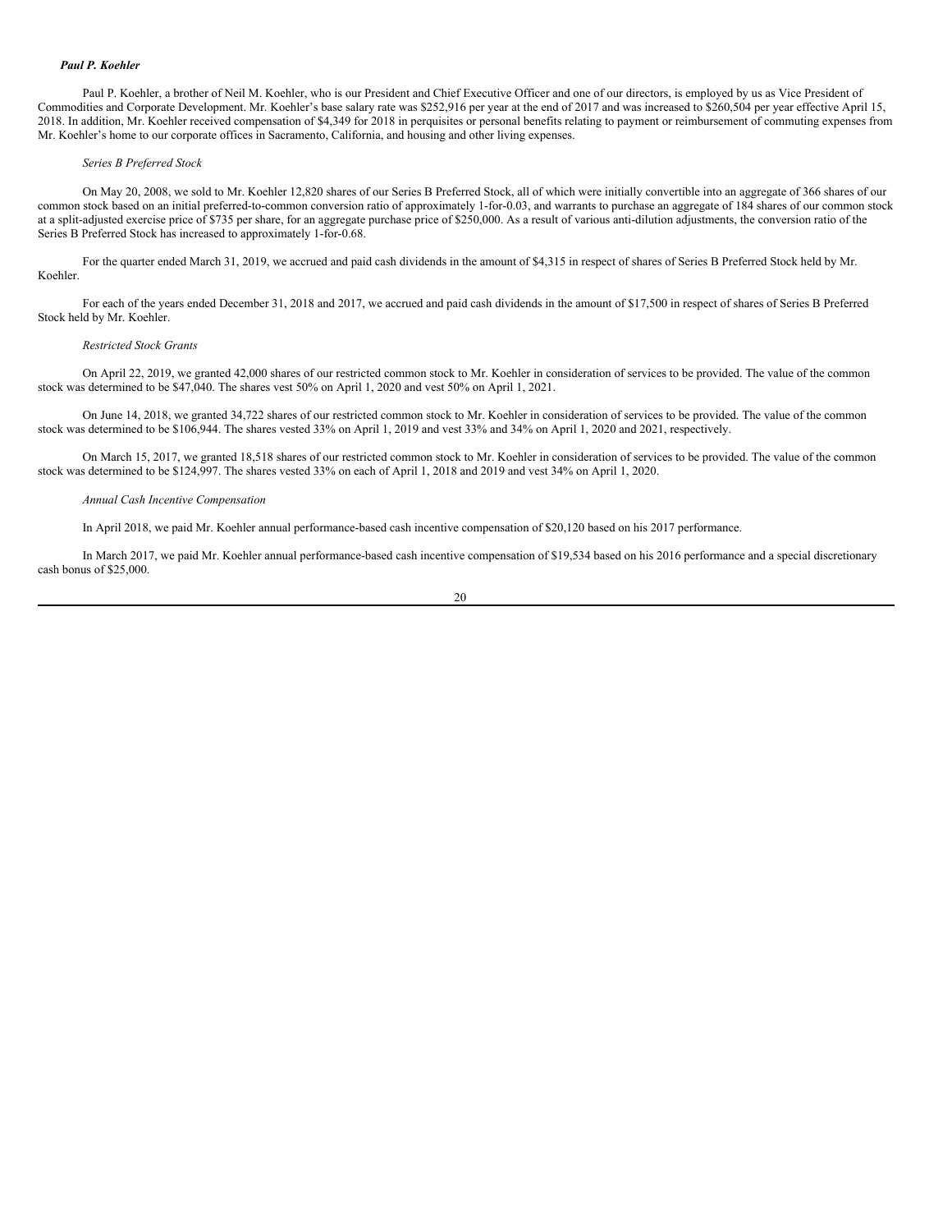***Paul P. Koehler***

Paul P. Koehler, a brother of Neil M. Koehler, who is our President and Chief Executive Officer and one of our directors, is employed by us as Vice President of Commodities and Corporate Development. Mr. Koehler's base salary rate was $252,916 per year at the end of 2017 and was increased to $260,504 per year effective April 15, 2018. In addition, Mr. Koehler received compensation of $4,349 for 2018 in perquisites or personal benefits relating to payment or reimbursement of commuting expenses from Mr. Koehler's home to our corporate offices in Sacramento, California, and housing and other living expenses.

*Series B Preferred Stock*

On May 20, 2008, we sold to Mr. Koehler 12,820 shares of our Series B Preferred Stock, all of which were initially convertible into an aggregate of 366 shares of our common stock based on an initial preferred-to-common conversion ratio of approximately 1-for-0.03, and warrants to purchase an aggregate of 184 shares of our common stock at a split-adjusted exercise price of $735 per share, for an aggregate purchase price of $250,000. As a result of various anti-dilution adjustments, the conversion ratio of the Series B Preferred Stock has increased to approximately 1-for-0.68.

For the quarter ended March 31, 2019, we accrued and paid cash dividends in the amount of $4,315 in respect of shares of Series B Preferred Stock held by Mr. Koehler.

For each of the years ended December 31, 2018 and 2017, we accrued and paid cash dividends in the amount of $17,500 in respect of shares of Series B Preferred Stock held by Mr. Koehler.

*Restricted Stock Grants*

On April 22, 2019, we granted 42,000 shares of our restricted common stock to Mr. Koehler in consideration of services to be provided. The value of the common stock was determined to be $47,040. The shares vest 50% on April 1, 2020 and vest 50% on April 1, 2021.

On June 14, 2018, we granted 34,722 shares of our restricted common stock to Mr. Koehler in consideration of services to be provided. The value of the common stock was determined to be $106,944. The shares vested 33% on April 1, 2019 and vest 33% and 34% on April 1, 2020 and 2021, respectively.

On March 15, 2017, we granted 18,518 shares of our restricted common stock to Mr. Koehler in consideration of services to be provided. The value of the common stock was determined to be $124,997. The shares vested 33% on each of April 1, 2018 and 2019 and vest 34% on April 1, 2020.

*Annual Cash Incentive Compensation*

In April 2018, we paid Mr. Koehler annual performance-based cash incentive compensation of $20,120 based on his 2017 performance.

In March 2017, we paid Mr. Koehler annual performance-based cash incentive compensation of $19,534 based on his 2016 performance and a special discretionary cash bonus of $25,000.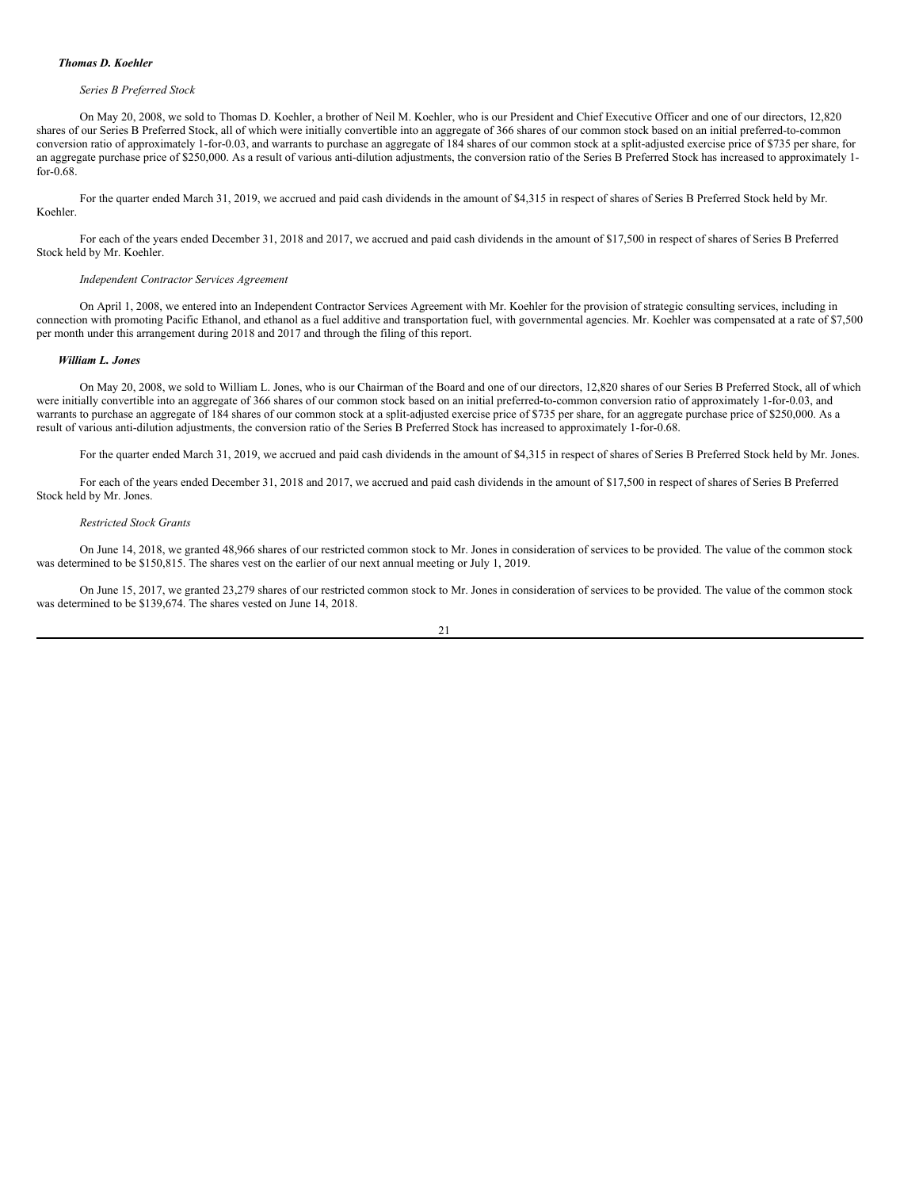***Thomas D. Koehler***

*Series B Preferred Stock*

On May 20, 2008, we sold to Thomas D. Koehler, a brother of Neil M. Koehler, who is our President and Chief Executive Officer and one of our directors, 12,820 shares of our Series B Preferred Stock, all of which were initially convertible into an aggregate of 366 shares of our common stock based on an initial preferred-to-common conversion ratio of approximately 1-for-0.03, and warrants to purchase an aggregate of 184 shares of our common stock at a split-adjusted exercise price of $735 per share, for an aggregate purchase price of $250,000. As a result of various anti-dilution adjustments, the conversion ratio of the Series B Preferred Stock has increased to approximately 1-for-0.68.

For the quarter ended March 31, 2019, we accrued and paid cash dividends in the amount of $4,315 in respect of shares of Series B Preferred Stock held by Mr. Koehler.

For each of the years ended December 31, 2018 and 2017, we accrued and paid cash dividends in the amount of $17,500 in respect of shares of Series B Preferred Stock held by Mr. Koehler.

*Independent Contractor Services Agreement*

On April 1, 2008, we entered into an Independent Contractor Services Agreement with Mr. Koehler for the provision of strategic consulting services, including in connection with promoting Pacific Ethanol, and ethanol as a fuel additive and transportation fuel, with governmental agencies. Mr. Koehler was compensated at a rate of $7,500 per month under this arrangement during 2018 and 2017 and through the filing of this report.

***William L. Jones***

On May 20, 2008, we sold to William L. Jones, who is our Chairman of the Board and one of our directors, 12,820 shares of our Series B Preferred Stock, all of which were initially convertible into an aggregate of 366 shares of our common stock based on an initial preferred-to-common conversion ratio of approximately 1-for-0.03, and warrants to purchase an aggregate of 184 shares of our common stock at a split-adjusted exercise price of $735 per share, for an aggregate purchase price of $250,000. As a result of various anti-dilution adjustments, the conversion ratio of the Series B Preferred Stock has increased to approximately 1-for-0.68.

For the quarter ended March 31, 2019, we accrued and paid cash dividends in the amount of $4,315 in respect of shares of Series B Preferred Stock held by Mr. Jones.

For each of the years ended December 31, 2018 and 2017, we accrued and paid cash dividends in the amount of $17,500 in respect of shares of Series B Preferred Stock held by Mr. Jones.

*Restricted Stock Grants*

On June 14, 2018, we granted 48,966 shares of our restricted common stock to Mr. Jones in consideration of services to be provided. The value of the common stock was determined to be $150,815. The shares vest on the earlier of our next annual meeting or July 1, 2019.

On June 15, 2017, we granted 23,279 shares of our restricted common stock to Mr. Jones in consideration of services to be provided. The value of the common stock was determined to be $139,674. The shares vested on June 14, 2018.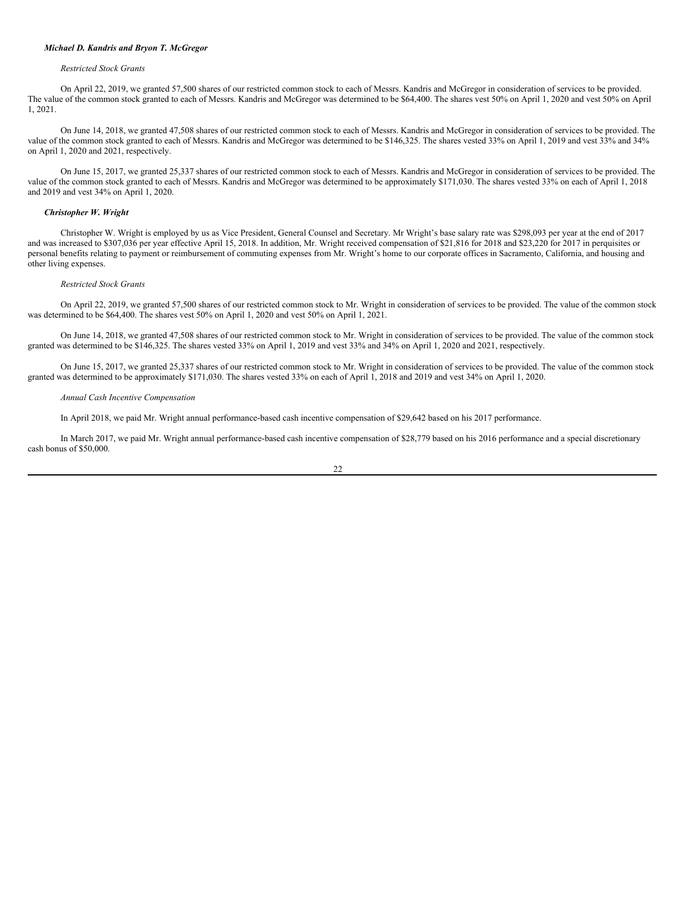***Michael D. Kandris and Bryon T. McGregor***

*Restricted Stock Grants*

On April 22, 2019, we granted 57,500 shares of our restricted common stock to each of Messrs. Kandris and McGregor in consideration of services to be provided. The value of the common stock granted to each of Messrs. Kandris and McGregor was determined to be $64,400. The shares vest 50% on April 1, 2020 and vest 50% on April 1, 2021.

On June 14, 2018, we granted 47,508 shares of our restricted common stock to each of Messrs. Kandris and McGregor in consideration of services to be provided. The value of the common stock granted to each of Messrs. Kandris and McGregor was determined to be $146,325. The shares vested 33% on April 1, 2019 and vest 33% and 34% on April 1, 2020 and 2021, respectively.

On June 15, 2017, we granted 25,337 shares of our restricted common stock to each of Messrs. Kandris and McGregor in consideration of services to be provided. The value of the common stock granted to each of Messrs. Kandris and McGregor was determined to be approximately $171,030. The shares vested 33% on each of April 1, 2018 and 2019 and vest 34% on April 1, 2020.

***Christopher W. Wright***

Christopher W. Wright is employed by us as Vice President, General Counsel and Secretary. Mr Wright's base salary rate was $298,093 per year at the end of 2017 and was increased to $307,036 per year effective April 15, 2018. In addition, Mr. Wright received compensation of $21,816 for 2018 and $23,220 for 2017 in perquisites or personal benefits relating to payment or reimbursement of commuting expenses from Mr. Wright's home to our corporate offices in Sacramento, California, and housing and other living expenses.

*Restricted Stock Grants*

On April 22, 2019, we granted 57,500 shares of our restricted common stock to Mr. Wright in consideration of services to be provided. The value of the common stock was determined to be $64,400. The shares vest 50% on April 1, 2020 and vest 50% on April 1, 2021.

On June 14, 2018, we granted 47,508 shares of our restricted common stock to Mr. Wright in consideration of services to be provided. The value of the common stock granted was determined to be $146,325. The shares vested 33% on April 1, 2019 and vest 33% and 34% on April 1, 2020 and 2021, respectively.

On June 15, 2017, we granted 25,337 shares of our restricted common stock to Mr. Wright in consideration of services to be provided. The value of the common stock granted was determined to be approximately $171,030. The shares vested 33% on each of April 1, 2018 and 2019 and vest 34% on April 1, 2020.

*Annual Cash Incentive Compensation*

In April 2018, we paid Mr. Wright annual performance-based cash incentive compensation of $29,642 based on his 2017 performance.

In March 2017, we paid Mr. Wright annual performance-based cash incentive compensation of $28,779 based on his 2016 performance and a special discretionary cash bonus of $50,000.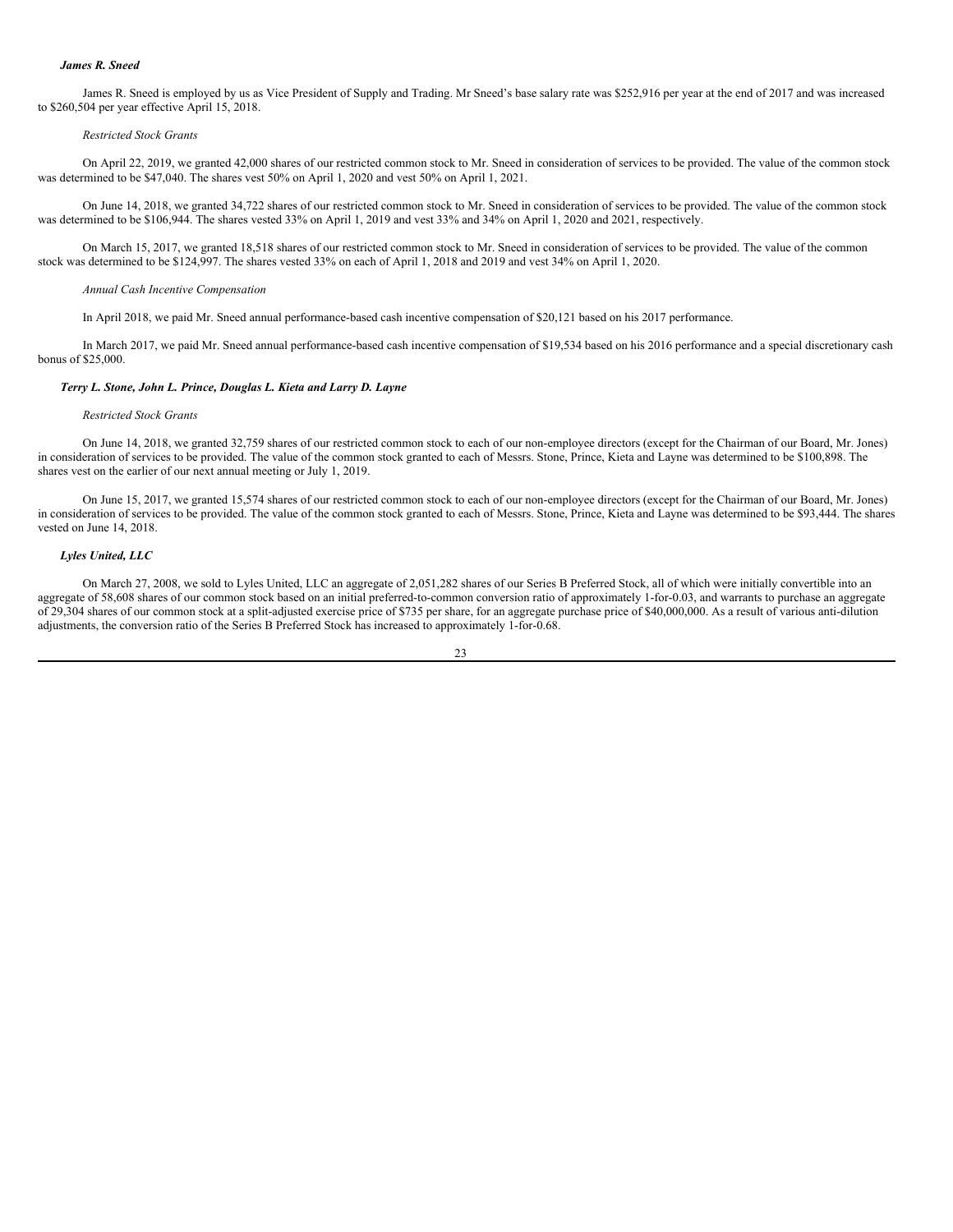***James R. Sneed***

James R. Sneed is employed by us as Vice President of Supply and Trading. Mr Sneed's base salary rate was $252,916 per year at the end of 2017 and was increased to $260,504 per year effective April 15, 2018.

*Restricted Stock Grants*

On April 22, 2019, we granted 42,000 shares of our restricted common stock to Mr. Sneed in consideration of services to be provided. The value of the common stock was determined to be $47,040. The shares vest 50% on April 1, 2020 and vest 50% on April 1, 2021.

On June 14, 2018, we granted 34,722 shares of our restricted common stock to Mr. Sneed in consideration of services to be provided. The value of the common stock was determined to be $106,944. The shares vested 33% on April 1, 2019 and vest 33% and 34% on April 1, 2020 and 2021, respectively.

On March 15, 2017, we granted 18,518 shares of our restricted common stock to Mr. Sneed in consideration of services to be provided. The value of the common stock was determined to be $124,997. The shares vested 33% on each of April 1, 2018 and 2019 and vest 34% on April 1, 2020.

*Annual Cash Incentive Compensation*

In April 2018, we paid Mr. Sneed annual performance-based cash incentive compensation of $20,121 based on his 2017 performance.

In March 2017, we paid Mr. Sneed annual performance-based cash incentive compensation of $19,534 based on his 2016 performance and a special discretionary cash bonus of $25,000.

***Terry L. Stone, John L. Prince, Douglas L. Kieta and Larry D. Layne***

*Restricted Stock Grants*

On June 14, 2018, we granted 32,759 shares of our restricted common stock to each of our non-employee directors (except for the Chairman of our Board, Mr. Jones) in consideration of services to be provided. The value of the common stock granted to each of Messrs. Stone, Prince, Kieta and Layne was determined to be $100,898. The shares vest on the earlier of our next annual meeting or July 1, 2019.

On June 15, 2017, we granted 15,574 shares of our restricted common stock to each of our non-employee directors (except for the Chairman of our Board, Mr. Jones) in consideration of services to be provided. The value of the common stock granted to each of Messrs. Stone, Prince, Kieta and Layne was determined to be $93,444. The shares vested on June 14, 2018.

***Lyles United, LLC***

On March 27, 2008, we sold to Lyles United, LLC an aggregate of 2,051,282 shares of our Series B Preferred Stock, all of which were initially convertible into an aggregate of 58,608 shares of our common stock based on an initial preferred-to-common conversion ratio of approximately 1-for-0.03, and warrants to purchase an aggregate of 29,304 shares of our common stock at a split-adjusted exercise price of $735 per share, for an aggregate purchase price of $40,000,000. As a result of various anti-dilution adjustments, the conversion ratio of the Series B Preferred Stock has increased to approximately 1-for-0.68.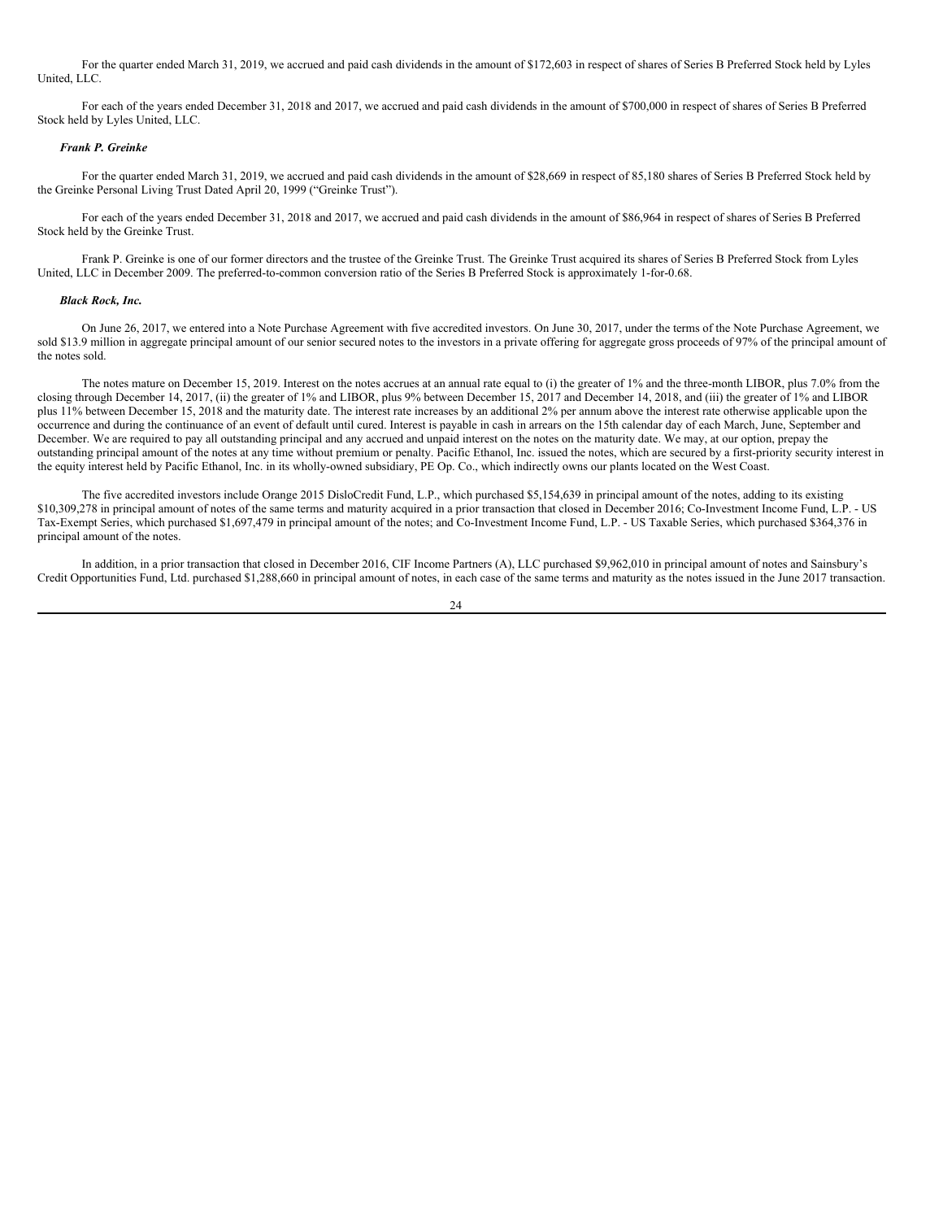For the quarter ended March 31, 2019, we accrued and paid cash dividends in the amount of $172,603 in respect of shares of Series B Preferred Stock held by Lyles United, LLC.

For each of the years ended December 31, 2018 and 2017, we accrued and paid cash dividends in the amount of $700,000 in respect of shares of Series B Preferred Stock held by Lyles United, LLC.

***Frank P. Greinke***

For the quarter ended March 31, 2019, we accrued and paid cash dividends in the amount of $28,669 in respect of 85,180 shares of Series B Preferred Stock held by the Greinke Personal Living Trust Dated April 20, 1999 ("Greinke Trust").

For each of the years ended December 31, 2018 and 2017, we accrued and paid cash dividends in the amount of $86,964 in respect of shares of Series B Preferred Stock held by the Greinke Trust.

Frank P. Greinke is one of our former directors and the trustee of the Greinke Trust. The Greinke Trust acquired its shares of Series B Preferred Stock from Lyles United, LLC in December 2009. The preferred-to-common conversion ratio of the Series B Preferred Stock is approximately 1-for-0.68.

***Black Rock, Inc.***

On June 26, 2017, we entered into a Note Purchase Agreement with five accredited investors. On June 30, 2017, under the terms of the Note Purchase Agreement, we sold $13.9 million in aggregate principal amount of our senior secured notes to the investors in a private offering for aggregate gross proceeds of 97% of the principal amount of the notes sold.

The notes mature on December 15, 2019. Interest on the notes accrues at an annual rate equal to (i) the greater of 1% and the three-month LIBOR, plus 7.0% from the closing through December 14, 2017, (ii) the greater of 1% and LIBOR, plus 9% between December 15, 2017 and December 14, 2018, and (iii) the greater of 1% and LIBOR plus 11% between December 15, 2018 and the maturity date. The interest rate increases by an additional 2% per annum above the interest rate otherwise applicable upon the occurrence and during the continuance of an event of default until cured. Interest is payable in cash in arrears on the 15th calendar day of each March, June, September and December. We are required to pay all outstanding principal and any accrued and unpaid interest on the notes on the maturity date. We may, at our option, prepay the outstanding principal amount of the notes at any time without premium or penalty. Pacific Ethanol, Inc. issued the notes, which are secured by a first-priority security interest in the equity interest held by Pacific Ethanol, Inc. in its wholly-owned subsidiary, PE Op. Co., which indirectly owns our plants located on the West Coast.

The five accredited investors include Orange 2015 DisloCredit Fund, L.P., which purchased $5,154,639 in principal amount of the notes, adding to its existing $10,309,278 in principal amount of notes of the same terms and maturity acquired in a prior transaction that closed in December 2016; Co-Investment Income Fund, L.P. - US Tax-Exempt Series, which purchased $1,697,479 in principal amount of the notes; and Co-Investment Income Fund, L.P. - US Taxable Series, which purchased $364,376 in principal amount of the notes.

In addition, in a prior transaction that closed in December 2016, CIF Income Partners (A), LLC purchased $9,962,010 in principal amount of notes and Sainsbury's Credit Opportunities Fund, Ltd. purchased $1,288,660 in principal amount of notes, in each case of the same terms and maturity as the notes issued in the June 2017 transaction.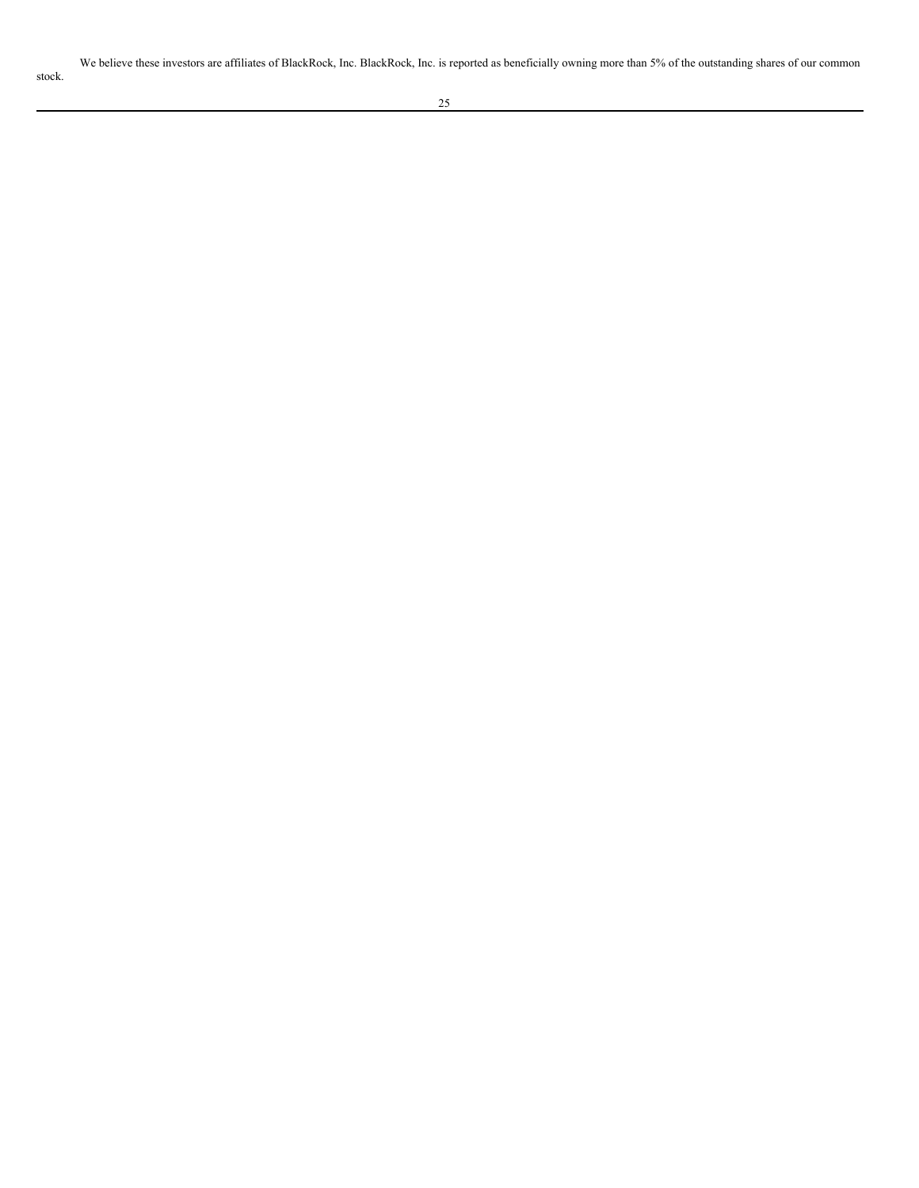We believe these investors are affiliates of BlackRock, Inc. BlackRock, Inc. is reported as beneficially owning more than 5% of the outstanding shares of our common stock.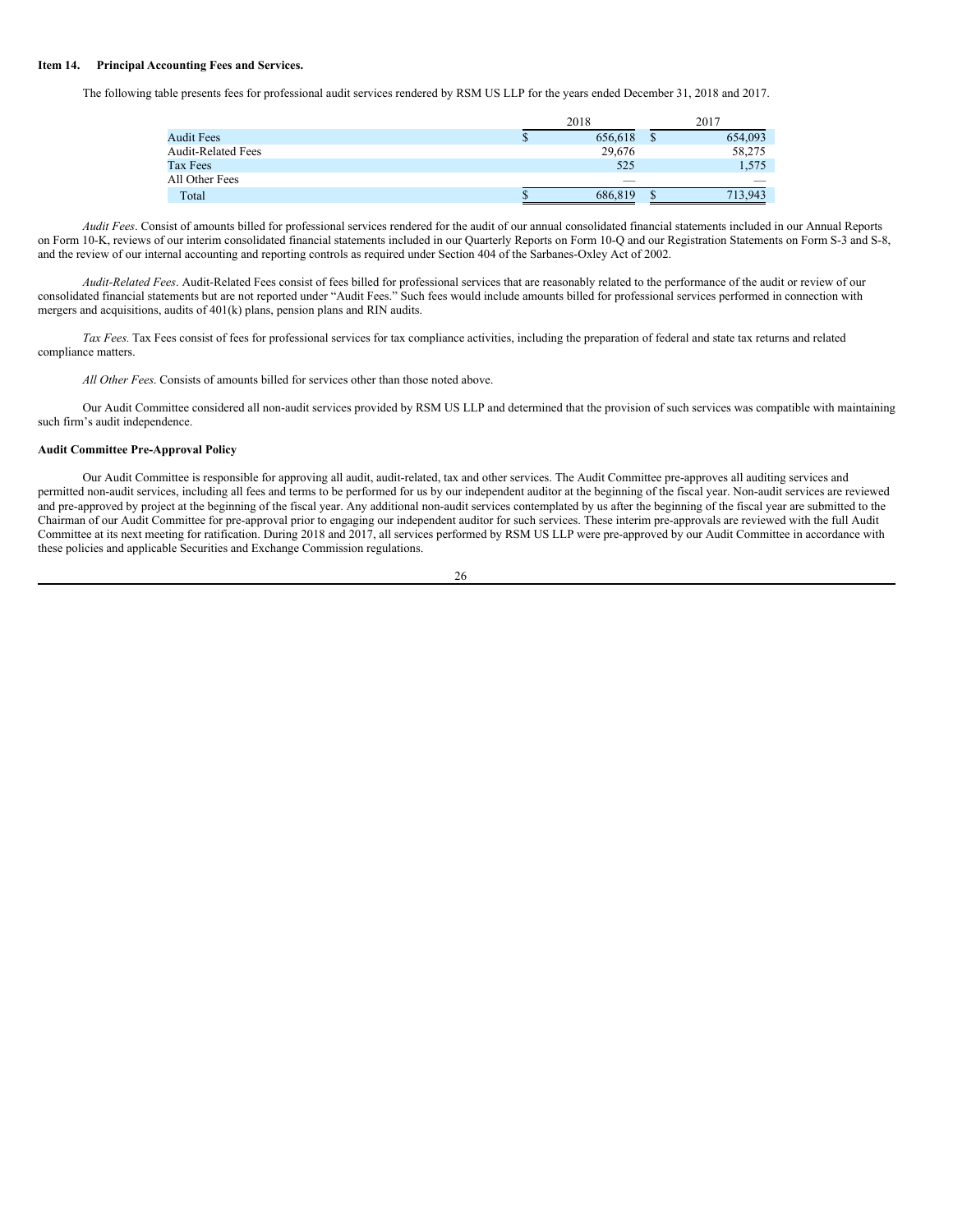### Item 14. Principal Accounting Fees and Services.

The following table presents fees for professional audit services rendered by RSM US LLP for the years ended December 31, 2018 and 2017.

| | 2018 | 2017 |
|---|---|---|
| Audit Fees | $ 656,618 | $ 654,093 |
| Audit-Related Fees | 29,676 | 58,275 |
| Tax Fees | 525 | 1,575 |
| All Other Fees | — | — |
| Total | $ 686,819 | $ 713,943 |

*Audit Fees*. Consist of amounts billed for professional services rendered for the audit of our annual consolidated financial statements included in our Annual Reports on Form 10-K, reviews of our interim consolidated financial statements included in our Quarterly Reports on Form 10-Q and our Registration Statements on Form S-3 and S-8, and the review of our internal accounting and reporting controls as required under Section 404 of the Sarbanes-Oxley Act of 2002.

*Audit-Related Fees*. Audit-Related Fees consist of fees billed for professional services that are reasonably related to the performance of the audit or review of our consolidated financial statements but are not reported under "Audit Fees." Such fees would include amounts billed for professional services performed in connection with mergers and acquisitions, audits of 401(k) plans, pension plans and RIN audits.

*Tax Fees*. Tax Fees consist of fees for professional services for tax compliance activities, including the preparation of federal and state tax returns and related compliance matters.

*All Other Fees*. Consists of amounts billed for services other than those noted above.

Our Audit Committee considered all non-audit services provided by RSM US LLP and determined that the provision of such services was compatible with maintaining such firm's audit independence.

**Audit Committee Pre-Approval Policy**

Our Audit Committee is responsible for approving all audit, audit-related, tax and other services. The Audit Committee pre-approves all auditing services and permitted non-audit services, including all fees and terms to be performed for us by our independent auditor at the beginning of the fiscal year. Non-audit services are reviewed and pre-approved by project at the beginning of the fiscal year. Any additional non-audit services contemplated by us after the beginning of the fiscal year are submitted to the Chairman of our Audit Committee for pre-approval prior to engaging our independent auditor for such services. These interim pre-approvals are reviewed with the full Audit Committee at its next meeting for ratification. During 2018 and 2017, all services performed by RSM US LLP were pre-approved by our Audit Committee in accordance with these policies and applicable Securities and Exchange Commission regulations.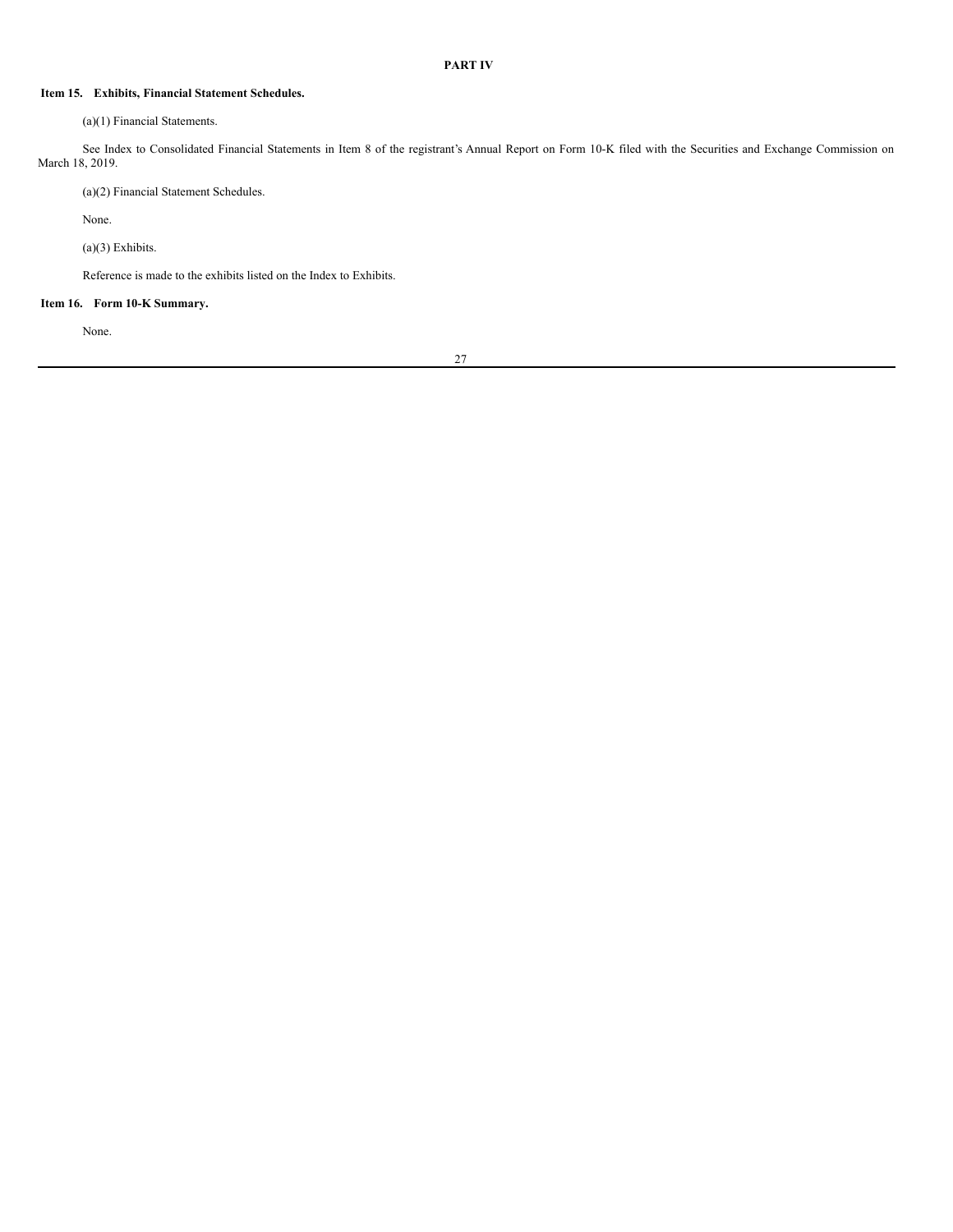# PART IV

## Item 15. Exhibits, Financial Statement Schedules.

(a)(1) Financial Statements.

See Index to Consolidated Financial Statements in Item 8 of the registrant's Annual Report on Form 10-K filed with the Securities and Exchange Commission on March 18, 2019.

(a)(2) Financial Statement Schedules.

None.

(a)(3) Exhibits.

Reference is made to the exhibits listed on the Index to Exhibits.

## Item 16. Form 10-K Summary.

None.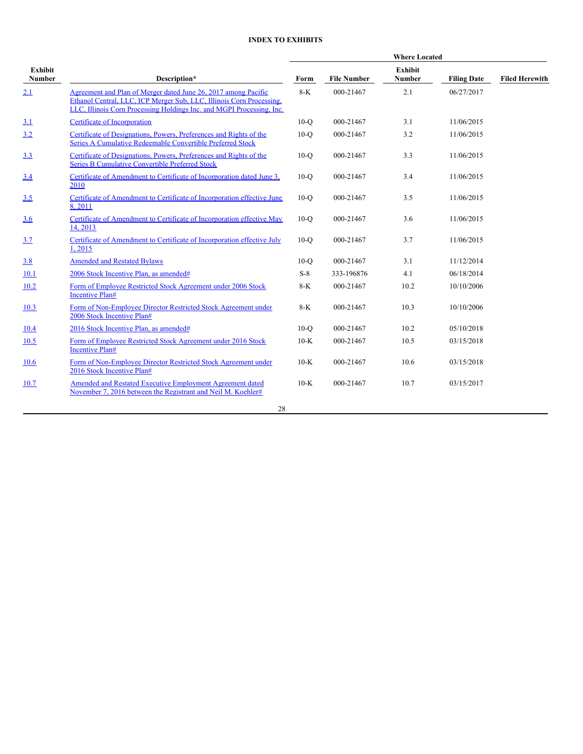**INDEX TO EXHIBITS**

| Exhibit Number | Description* | Where Located | | | | |
|---|---|---|---|---|---|---|
| | | Form | File Number | Exhibit Number | Filing Date | Filed Herewith |
| 2.1 | Agreement and Plan of Merger dated June 26, 2017 among Pacific Ethanol Central, LLC, ICP Merger Sub, LLC, Illinois Corn Processing, LLC, Illinois Corn Processing Holdings Inc. and MGPI Processing, Inc. | 8-K | 000-21467 | 2.1 | 06/27/2017 | |
| 3.1 | Certificate of Incorporation | 10-Q | 000-21467 | 3.1 | 11/06/2015 | |
| 3.2 | Certificate of Designations, Powers, Preferences and Rights of the Series A Cumulative Redeemable Convertible Preferred Stock | 10-Q | 000-21467 | 3.2 | 11/06/2015 | |
| 3.3 | Certificate of Designations, Powers, Preferences and Rights of the Series B Cumulative Convertible Preferred Stock | 10-Q | 000-21467 | 3.3 | 11/06/2015 | |
| 3.4 | Certificate of Amendment to Certificate of Incorporation dated June 3, 2010 | 10-Q | 000-21467 | 3.4 | 11/06/2015 | |
| 3.5 | Certificate of Amendment to Certificate of Incorporation effective June 8, 2011 | 10-Q | 000-21467 | 3.5 | 11/06/2015 | |
| 3.6 | Certificate of Amendment to Certificate of Incorporation effective May 14, 2013 | 10-Q | 000-21467 | 3.6 | 11/06/2015 | |
| 3.7 | Certificate of Amendment to Certificate of Incorporation effective July 1, 2015 | 10-Q | 000-21467 | 3.7 | 11/06/2015 | |
| 3.8 | Amended and Restated Bylaws | 10-Q | 000-21467 | 3.1 | 11/12/2014 | |
| 10.1 | 2006 Stock Incentive Plan, as amended# | S-8 | 333-196876 | 4.1 | 06/18/2014 | |
| 10.2 | Form of Employee Restricted Stock Agreement under 2006 Stock Incentive Plan# | 8-K | 000-21467 | 10.2 | 10/10/2006 | |
| 10.3 | Form of Non-Employee Director Restricted Stock Agreement under 2006 Stock Incentive Plan# | 8-K | 000-21467 | 10.3 | 10/10/2006 | |
| 10.4 | 2016 Stock Incentive Plan, as amended# | 10-Q | 000-21467 | 10.2 | 05/10/2018 | |
| 10.5 | Form of Employee Restricted Stock Agreement under 2016 Stock Incentive Plan# | 10-K | 000-21467 | 10.5 | 03/15/2018 | |
| 10.6 | Form of Non-Employee Director Restricted Stock Agreement under 2016 Stock Incentive Plan# | 10-K | 000-21467 | 10.6 | 03/15/2018 | |
| 10.7 | Amended and Restated Executive Employment Agreement dated November 7, 2016 between the Registrant and Neil M. Koehler# | 10-K | 000-21467 | 10.7 | 03/15/2017 | |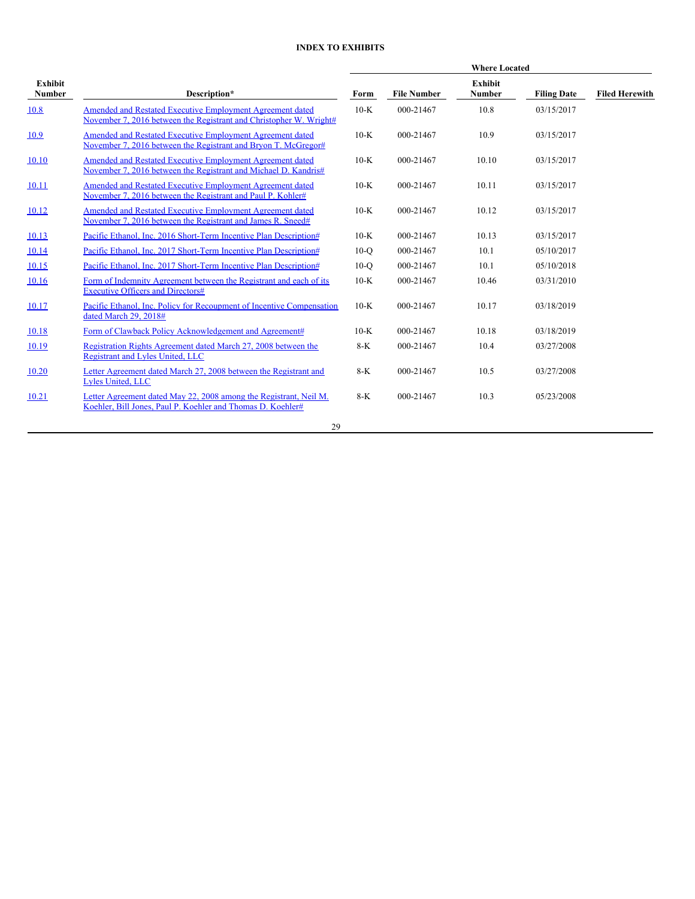**INDEX TO EXHIBITS**

| Exhibit Number | Description* | Where Located | | | | |
|---|---|---|---|---|---|---|
| | | Form | File Number | Exhibit Number | Filing Date | Filed Herewith |
| 10.8 | Amended and Restated Executive Employment Agreement dated November 7, 2016 between the Registrant and Christopher W. Wright# | 10-K | 000-21467 | 10.8 | 03/15/2017 | |
| 10.9 | Amended and Restated Executive Employment Agreement dated November 7, 2016 between the Registrant and Bryon T. McGregor# | 10-K | 000-21467 | 10.9 | 03/15/2017 | |
| 10.10 | Amended and Restated Executive Employment Agreement dated November 7, 2016 between the Registrant and Michael D. Kandris# | 10-K | 000-21467 | 10.10 | 03/15/2017 | |
| 10.11 | Amended and Restated Executive Employment Agreement dated November 7, 2016 between the Registrant and Paul P. Kohler# | 10-K | 000-21467 | 10.11 | 03/15/2017 | |
| 10.12 | Amended and Restated Executive Employment Agreement dated November 7, 2016 between the Registrant and James R. Sneed# | 10-K | 000-21467 | 10.12 | 03/15/2017 | |
| 10.13 | Pacific Ethanol, Inc. 2016 Short-Term Incentive Plan Description# | 10-K | 000-21467 | 10.13 | 03/15/2017 | |
| 10.14 | Pacific Ethanol, Inc. 2017 Short-Term Incentive Plan Description# | 10-Q | 000-21467 | 10.1 | 05/10/2017 | |
| 10.15 | Pacific Ethanol, Inc. 2017 Short-Term Incentive Plan Description# | 10-Q | 000-21467 | 10.1 | 05/10/2018 | |
| 10.16 | Form of Indemnity Agreement between the Registrant and each of its Executive Officers and Directors# | 10-K | 000-21467 | 10.46 | 03/31/2010 | |
| 10.17 | Pacific Ethanol, Inc. Policy for Recoupment of Incentive Compensation dated March 29, 2018# | 10-K | 000-21467 | 10.17 | 03/18/2019 | |
| 10.18 | Form of Clawback Policy Acknowledgement and Agreement# | 10-K | 000-21467 | 10.18 | 03/18/2019 | |
| 10.19 | Registration Rights Agreement dated March 27, 2008 between the Registrant and Lyles United, LLC | 8-K | 000-21467 | 10.4 | 03/27/2008 | |
| 10.20 | Letter Agreement dated March 27, 2008 between the Registrant and Lyles United, LLC | 8-K | 000-21467 | 10.5 | 03/27/2008 | |
| 10.21 | Letter Agreement dated May 22, 2008 among the Registrant, Neil M. Koehler, Bill Jones, Paul P. Koehler and Thomas D. Koehler# | 8-K | 000-21467 | 10.3 | 05/23/2008 | |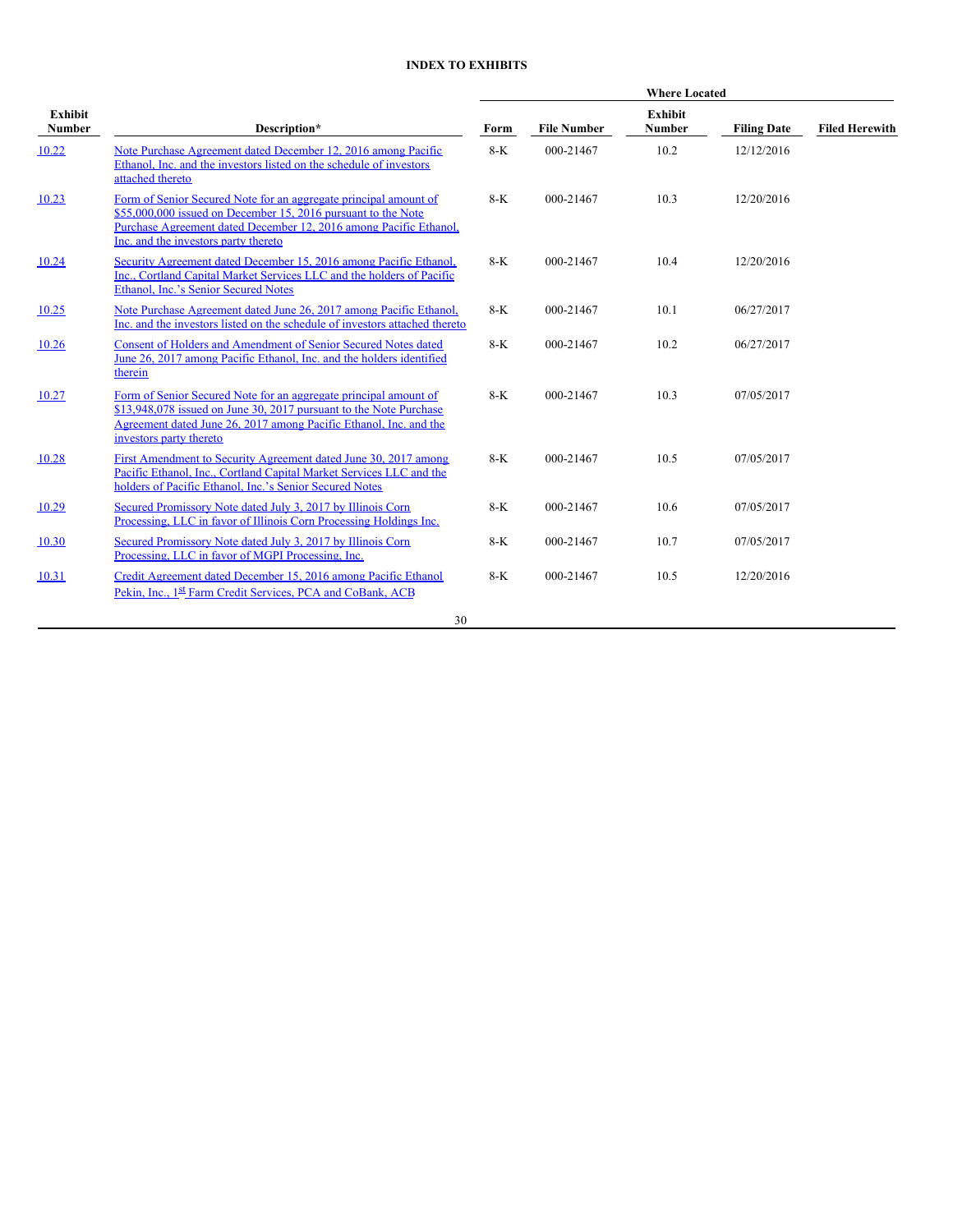**INDEX TO EXHIBITS**

| Exhibit Number | Description* | Where Located | | | | |
|---|---|---|---|---|---|---|
| | | Form | File Number | Exhibit Number | Filing Date | Filed Herewith |
| 10.22 | Note Purchase Agreement dated December 12, 2016 among Pacific Ethanol, Inc. and the investors listed on the schedule of investors attached thereto | 8-K | 000-21467 | 10.2 | 12/12/2016 | |
| 10.23 | Form of Senior Secured Note for an aggregate principal amount of $55,000,000 issued on December 15, 2016 pursuant to the Note Purchase Agreement dated December 12, 2016 among Pacific Ethanol, Inc. and the investors party thereto | 8-K | 000-21467 | 10.3 | 12/20/2016 | |
| 10.24 | Security Agreement dated December 15, 2016 among Pacific Ethanol, Inc., Cortland Capital Market Services LLC and the holders of Pacific Ethanol, Inc.'s Senior Secured Notes | 8-K | 000-21467 | 10.4 | 12/20/2016 | |
| 10.25 | Note Purchase Agreement dated June 26, 2017 among Pacific Ethanol, Inc. and the investors listed on the schedule of investors attached thereto | 8-K | 000-21467 | 10.1 | 06/27/2017 | |
| 10.26 | Consent of Holders and Amendment of Senior Secured Notes dated June 26, 2017 among Pacific Ethanol, Inc. and the holders identified therein | 8-K | 000-21467 | 10.2 | 06/27/2017 | |
| 10.27 | Form of Senior Secured Note for an aggregate principal amount of $13,948,078 issued on June 30, 2017 pursuant to the Note Purchase Agreement dated June 26, 2017 among Pacific Ethanol, Inc. and the investors party thereto | 8-K | 000-21467 | 10.3 | 07/05/2017 | |
| 10.28 | First Amendment to Security Agreement dated June 30, 2017 among Pacific Ethanol, Inc., Cortland Capital Market Services LLC and the holders of Pacific Ethanol, Inc.'s Senior Secured Notes | 8-K | 000-21467 | 10.5 | 07/05/2017 | |
| 10.29 | Secured Promissory Note dated July 3, 2017 by Illinois Corn Processing, LLC in favor of Illinois Corn Processing Holdings Inc. | 8-K | 000-21467 | 10.6 | 07/05/2017 | |
| 10.30 | Secured Promissory Note dated July 3, 2017 by Illinois Corn Processing, LLC in favor of MGPI Processing, Inc. | 8-K | 000-21467 | 10.7 | 07/05/2017 | |
| 10.31 | Credit Agreement dated December 15, 2016 among Pacific Ethanol Pekin, Inc., 1st Farm Credit Services, PCA and CoBank, ACB | 8-K | 000-21467 | 10.5 | 12/20/2016 | |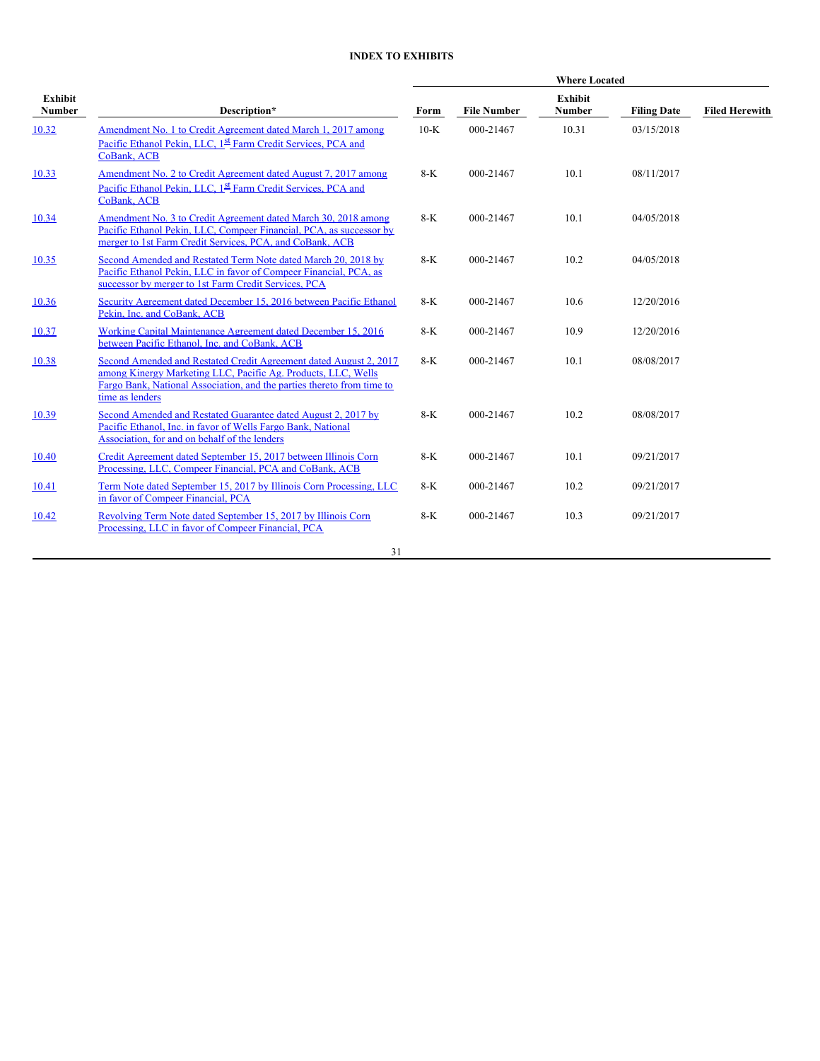**INDEX TO EXHIBITS**

| Exhibit Number | Description* | Where Located | | | | |
|---|---|---|---|---|---|---|
| | | Form | File Number | Exhibit Number | Filing Date | Filed Herewith |
| 10.32 | Amendment No. 1 to Credit Agreement dated March 1, 2017 among Pacific Ethanol Pekin, LLC, 1st Farm Credit Services, PCA and CoBank, ACB | 10-K | 000-21467 | 10.31 | 03/15/2018 | |
| 10.33 | Amendment No. 2 to Credit Agreement dated August 7, 2017 among Pacific Ethanol Pekin, LLC, 1st Farm Credit Services, PCA and CoBank, ACB | 8-K | 000-21467 | 10.1 | 08/11/2017 | |
| 10.34 | Amendment No. 3 to Credit Agreement dated March 30, 2018 among Pacific Ethanol Pekin, LLC, Compeer Financial, PCA, as successor by merger to 1st Farm Credit Services, PCA, and CoBank, ACB | 8-K | 000-21467 | 10.1 | 04/05/2018 | |
| 10.35 | Second Amended and Restated Term Note dated March 20, 2018 by Pacific Ethanol Pekin, LLC in favor of Compeer Financial, PCA, as successor by merger to 1st Farm Credit Services, PCA | 8-K | 000-21467 | 10.2 | 04/05/2018 | |
| 10.36 | Security Agreement dated December 15, 2016 between Pacific Ethanol Pekin, Inc. and CoBank, ACB | 8-K | 000-21467 | 10.6 | 12/20/2016 | |
| 10.37 | Working Capital Maintenance Agreement dated December 15, 2016 between Pacific Ethanol, Inc. and CoBank, ACB | 8-K | 000-21467 | 10.9 | 12/20/2016 | |
| 10.38 | Second Amended and Restated Credit Agreement dated August 2, 2017 among Kinergy Marketing LLC, Pacific Ag. Products, LLC, Wells Fargo Bank, National Association, and the parties thereto from time to time as lenders | 8-K | 000-21467 | 10.1 | 08/08/2017 | |
| 10.39 | Second Amended and Restated Guarantee dated August 2, 2017 by Pacific Ethanol, Inc. in favor of Wells Fargo Bank, National Association, for and on behalf of the lenders | 8-K | 000-21467 | 10.2 | 08/08/2017 | |
| 10.40 | Credit Agreement dated September 15, 2017 between Illinois Corn Processing, LLC, Compeer Financial, PCA and CoBank, ACB | 8-K | 000-21467 | 10.1 | 09/21/2017 | |
| 10.41 | Term Note dated September 15, 2017 by Illinois Corn Processing, LLC in favor of Compeer Financial, PCA | 8-K | 000-21467 | 10.2 | 09/21/2017 | |
| 10.42 | Revolving Term Note dated September 15, 2017 by Illinois Corn Processing, LLC in favor of Compeer Financial, PCA | 8-K | 000-21467 | 10.3 | 09/21/2017 | |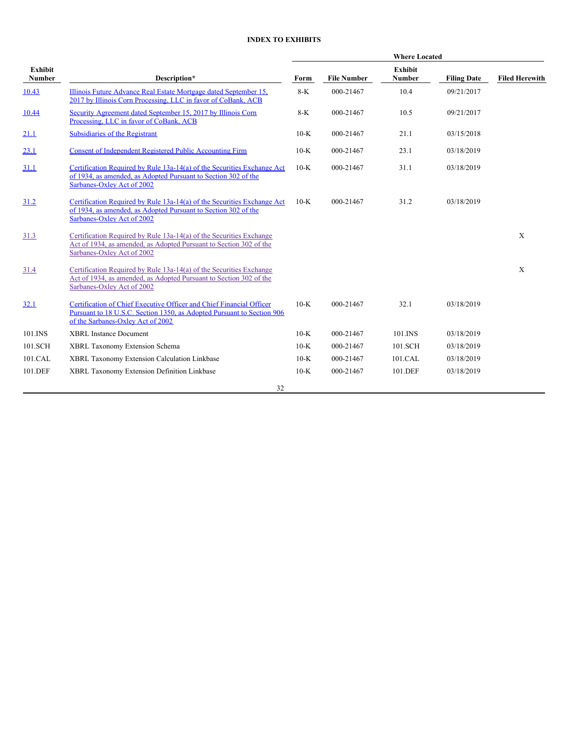**INDEX TO EXHIBITS**

| Exhibit Number | Description* | Where Located | | | | |
|---|---|---|---|---|---|---|
| | | Form | File Number | Exhibit Number | Filing Date | Filed Herewith |
| 10.43 | Illinois Future Advance Real Estate Mortgage dated September 15, 2017 by Illinois Corn Processing, LLC in favor of CoBank, ACB | 8-K | 000-21467 | 10.4 | 09/21/2017 | |
| 10.44 | Security Agreement dated September 15, 2017 by Illinois Corn Processing, LLC in favor of CoBank, ACB | 8-K | 000-21467 | 10.5 | 09/21/2017 | |
| 21.1 | Subsidiaries of the Registrant | 10-K | 000-21467 | 21.1 | 03/15/2018 | |
| 23.1 | Consent of Independent Registered Public Accounting Firm | 10-K | 000-21467 | 23.1 | 03/18/2019 | |
| 31.1 | Certification Required by Rule 13a-14(a) of the Securities Exchange Act of 1934, as amended, as Adopted Pursuant to Section 302 of the Sarbanes-Oxley Act of 2002 | 10-K | 000-21467 | 31.1 | 03/18/2019 | |
| 31.2 | Certification Required by Rule 13a-14(a) of the Securities Exchange Act of 1934, as amended, as Adopted Pursuant to Section 302 of the Sarbanes-Oxley Act of 2002 | 10-K | 000-21467 | 31.2 | 03/18/2019 | |
| 31.3 | Certification Required by Rule 13a-14(a) of the Securities Exchange Act of 1934, as amended, as Adopted Pursuant to Section 302 of the Sarbanes-Oxley Act of 2002 | | | | | X |
| 31.4 | Certification Required by Rule 13a-14(a) of the Securities Exchange Act of 1934, as amended, as Adopted Pursuant to Section 302 of the Sarbanes-Oxley Act of 2002 | | | | | X |
| 32.1 | Certification of Chief Executive Officer and Chief Financial Officer Pursuant to 18 U.S.C. Section 1350, as Adopted Pursuant to Section 906 of the Sarbanes-Oxley Act of 2002 | 10-K | 000-21467 | 32.1 | 03/18/2019 | |
| 101.INS | XBRL Instance Document | 10-K | 000-21467 | 101.INS | 03/18/2019 | |
| 101.SCH | XBRL Taxonomy Extension Schema | 10-K | 000-21467 | 101.SCH | 03/18/2019 | |
| 101.CAL | XBRL Taxonomy Extension Calculation Linkbase | 10-K | 000-21467 | 101.CAL | 03/18/2019 | |
| 101.DEF | XBRL Taxonomy Extension Definition Linkbase | 10-K | 000-21467 | 101.DEF | 03/18/2019 | |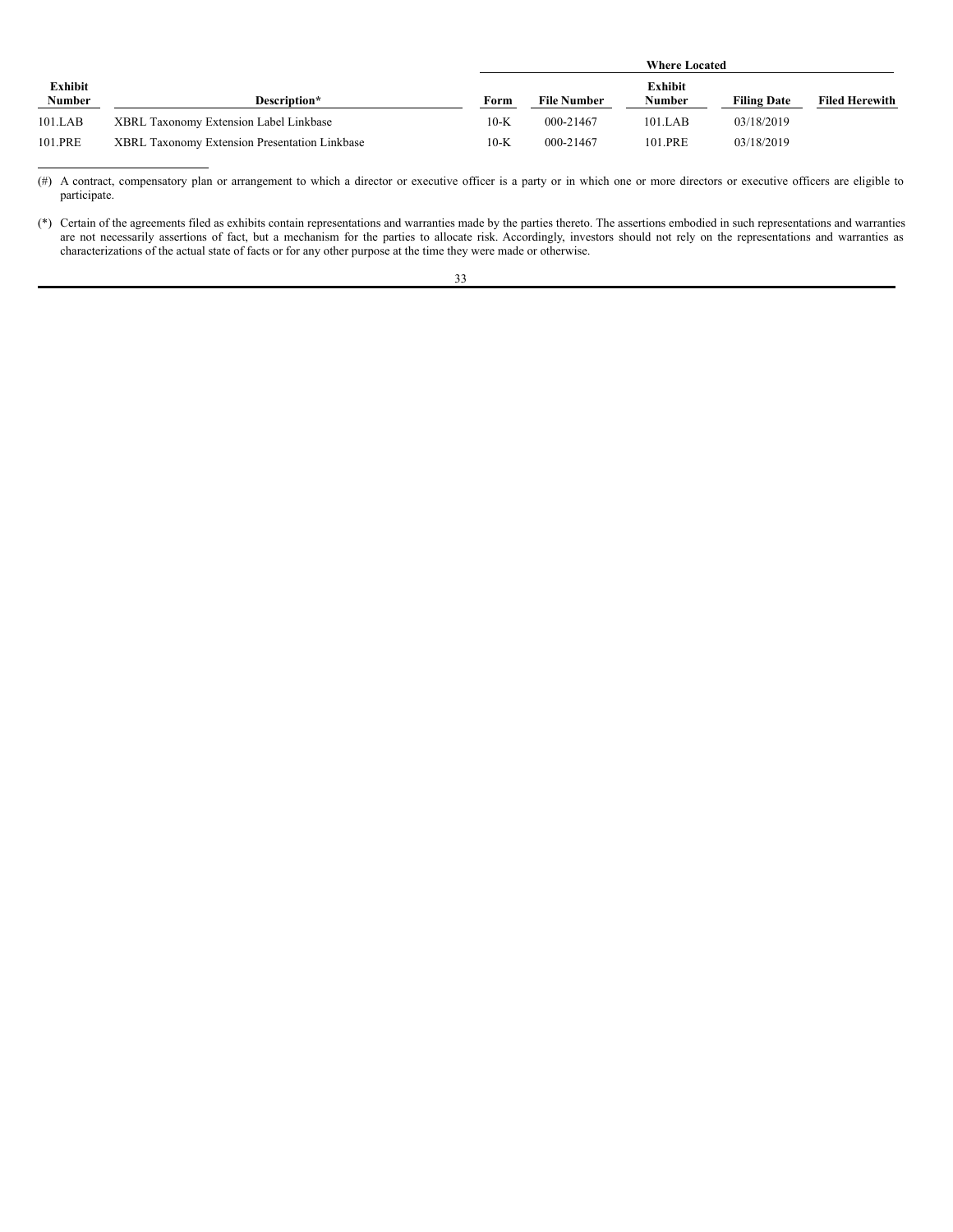| Exhibit Number | Description* | Where Located | | | | |
|---|---|---|---|---|---|---|
| | | Form | File Number | Exhibit Number | Filing Date | Filed Herewith |
| 101.LAB | XBRL Taxonomy Extension Label Linkbase | 10-K | 000-21467 | 101.LAB | 03/18/2019 | |
| 101.PRE | XBRL Taxonomy Extension Presentation Linkbase | 10-K | 000-21467 | 101.PRE | 03/18/2019 | |

(#) A contract, compensatory plan or arrangement to which a director or executive officer is a party or in which one or more directors or executive officers are eligible to participate.

(*) Certain of the agreements filed as exhibits contain representations and warranties made by the parties thereto. The assertions embodied in such representations and warranties are not necessarily assertions of fact, but a mechanism for the parties to allocate risk. Accordingly, investors should not rely on the representations and warranties as characterizations of the actual state of facts or for any other purpose at the time they were made or otherwise.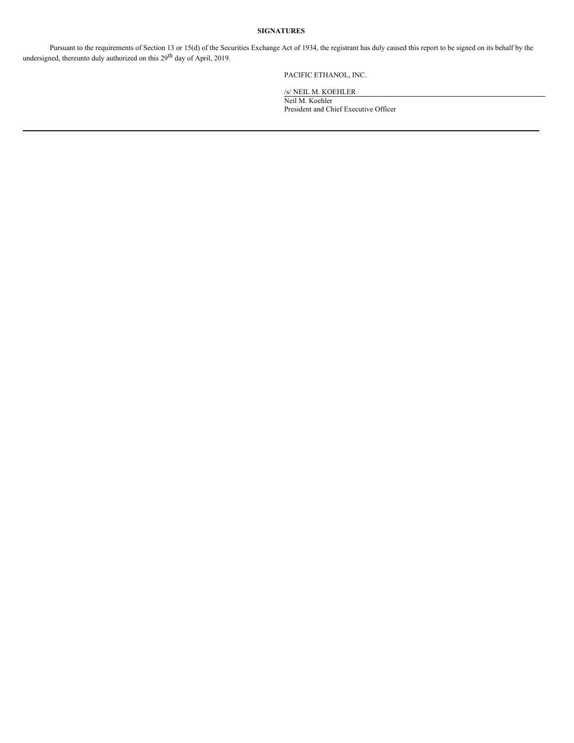**SIGNATURES**

Pursuant to the requirements of Section 13 or 15(d) of the Securities Exchange Act of 1934, the registrant has duly caused this report to be signed on its behalf by the undersigned, thereunto duly authorized on this 29th day of April, 2019.

PACIFIC ETHANOL, INC.

/s/ NEIL M. KOEHLER
Neil M. Koehler
President and Chief Executive Officer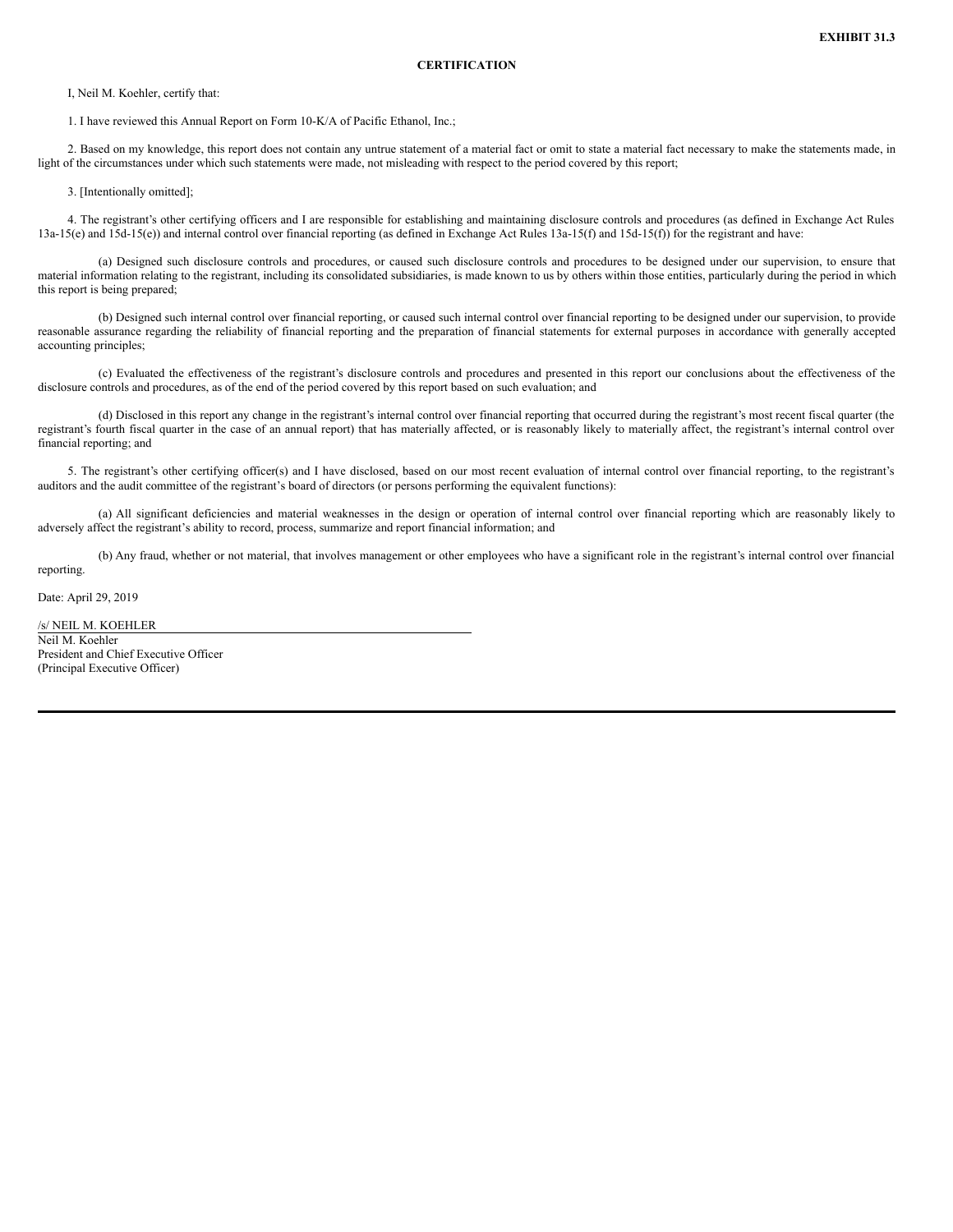**EXHIBIT 31.3**

**CERTIFICATION**

I, Neil M. Koehler, certify that:

1. I have reviewed this Annual Report on Form 10-K/A of Pacific Ethanol, Inc.;

2. Based on my knowledge, this report does not contain any untrue statement of a material fact or omit to state a material fact necessary to make the statements made, in light of the circumstances under which such statements were made, not misleading with respect to the period covered by this report;

3. [Intentionally omitted];

4. The registrant's other certifying officers and I are responsible for establishing and maintaining disclosure controls and procedures (as defined in Exchange Act Rules 13a-15(e) and 15d-15(e)) and internal control over financial reporting (as defined in Exchange Act Rules 13a-15(f) and 15d-15(f)) for the registrant and have:

(a) Designed such disclosure controls and procedures, or caused such disclosure controls and procedures to be designed under our supervision, to ensure that material information relating to the registrant, including its consolidated subsidiaries, is made known to us by others within those entities, particularly during the period in which this report is being prepared;

(b) Designed such internal control over financial reporting, or caused such internal control over financial reporting to be designed under our supervision, to provide reasonable assurance regarding the reliability of financial reporting and the preparation of financial statements for external purposes in accordance with generally accepted accounting principles;

(c) Evaluated the effectiveness of the registrant's disclosure controls and procedures and presented in this report our conclusions about the effectiveness of the disclosure controls and procedures, as of the end of the period covered by this report based on such evaluation; and

(d) Disclosed in this report any change in the registrant's internal control over financial reporting that occurred during the registrant's most recent fiscal quarter (the registrant's fourth fiscal quarter in the case of an annual report) that has materially affected, or is reasonably likely to materially affect, the registrant's internal control over financial reporting; and

5. The registrant's other certifying officer(s) and I have disclosed, based on our most recent evaluation of internal control over financial reporting, to the registrant's auditors and the audit committee of the registrant's board of directors (or persons performing the equivalent functions):

(a) All significant deficiencies and material weaknesses in the design or operation of internal control over financial reporting which are reasonably likely to adversely affect the registrant's ability to record, process, summarize and report financial information; and

(b) Any fraud, whether or not material, that involves management or other employees who have a significant role in the registrant's internal control over financial reporting.

Date: April 29, 2019

/s/ NEIL M. KOEHLER
Neil M. Koehler
President and Chief Executive Officer
(Principal Executive Officer)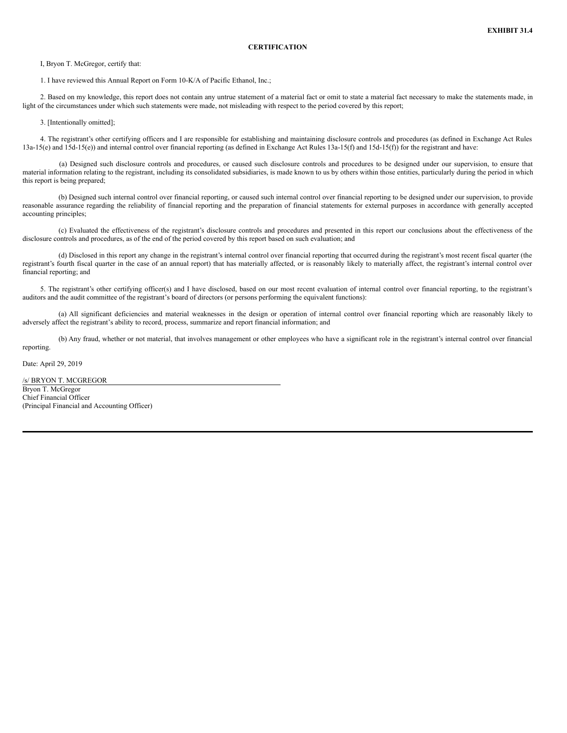**EXHIBIT 31.4**

**CERTIFICATION**

I, Bryon T. McGregor, certify that:

1. I have reviewed this Annual Report on Form 10-K/A of Pacific Ethanol, Inc.;

2. Based on my knowledge, this report does not contain any untrue statement of a material fact or omit to state a material fact necessary to make the statements made, in light of the circumstances under which such statements were made, not misleading with respect to the period covered by this report;

3. [Intentionally omitted];

4. The registrant's other certifying officers and I are responsible for establishing and maintaining disclosure controls and procedures (as defined in Exchange Act Rules 13a-15(e) and 15d-15(e)) and internal control over financial reporting (as defined in Exchange Act Rules 13a-15(f) and 15d-15(f)) for the registrant and have:

(a) Designed such disclosure controls and procedures, or caused such disclosure controls and procedures to be designed under our supervision, to ensure that material information relating to the registrant, including its consolidated subsidiaries, is made known to us by others within those entities, particularly during the period in which this report is being prepared;

(b) Designed such internal control over financial reporting, or caused such internal control over financial reporting to be designed under our supervision, to provide reasonable assurance regarding the reliability of financial reporting and the preparation of financial statements for external purposes in accordance with generally accepted accounting principles;

(c) Evaluated the effectiveness of the registrant's disclosure controls and procedures and presented in this report our conclusions about the effectiveness of the disclosure controls and procedures, as of the end of the period covered by this report based on such evaluation; and

(d) Disclosed in this report any change in the registrant's internal control over financial reporting that occurred during the registrant's most recent fiscal quarter (the registrant's fourth fiscal quarter in the case of an annual report) that has materially affected, or is reasonably likely to materially affect, the registrant's internal control over financial reporting; and

5. The registrant's other certifying officer(s) and I have disclosed, based on our most recent evaluation of internal control over financial reporting, to the registrant's auditors and the audit committee of the registrant's board of directors (or persons performing the equivalent functions):

(a) All significant deficiencies and material weaknesses in the design or operation of internal control over financial reporting which are reasonably likely to adversely affect the registrant's ability to record, process, summarize and report financial information; and

(b) Any fraud, whether or not material, that involves management or other employees who have a significant role in the registrant's internal control over financial reporting.

Date: April 29, 2019

/s/ BRYON T. MCGREGOR
Bryon T. McGregor
Chief Financial Officer
(Principal Financial and Accounting Officer)